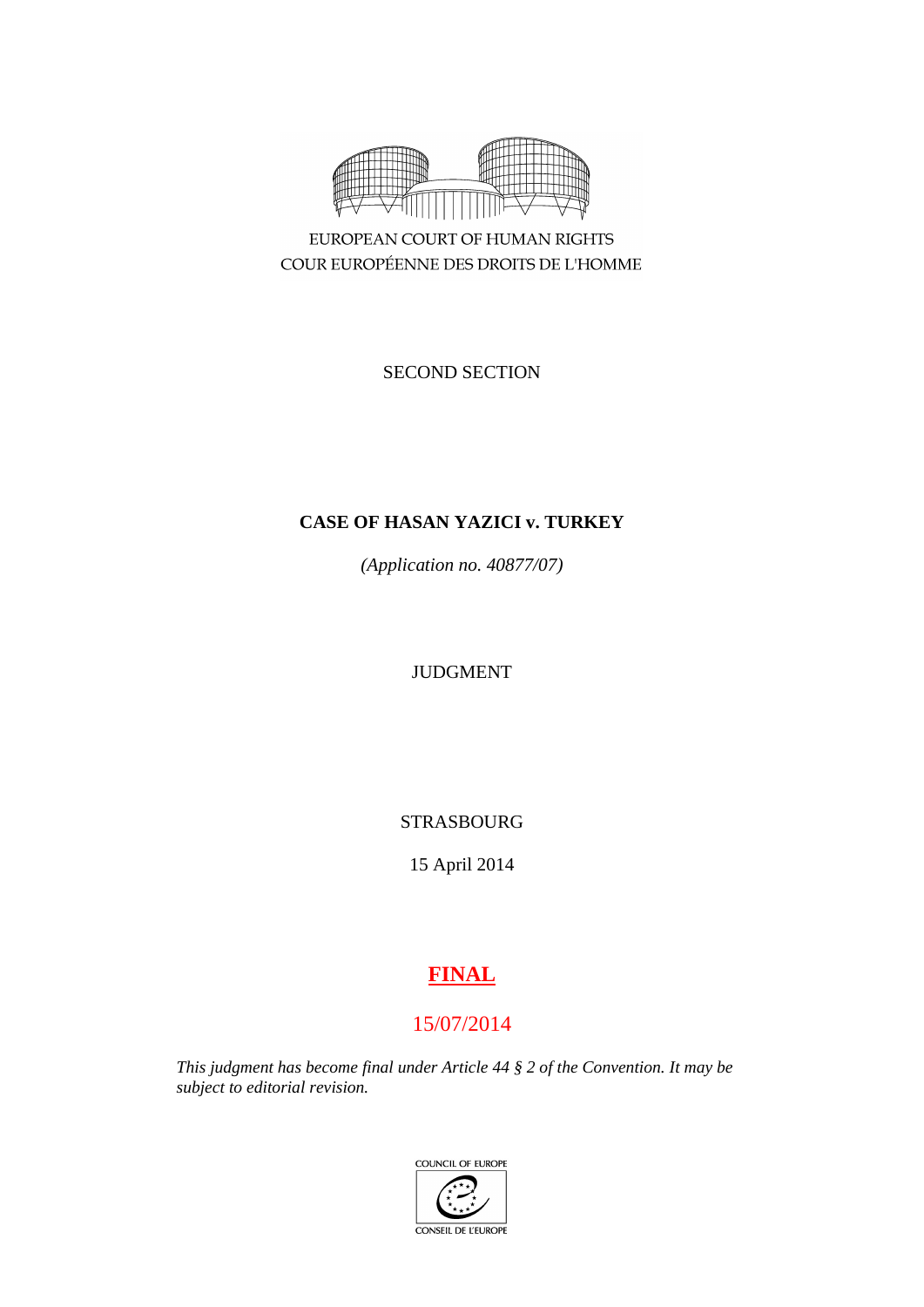EUROPEAN COURT OF HUMAN RIGHTS
COUR EUROPÉENNE DES DROITS DE L'HOMME

SECOND SECTION

**CASE OF HASAN YAZICI v. TURKEY**

*(Application no. 40877/07)*

JUDGMENT

STRASBOURG

15 April 2014

**FINAL**

15/07/2014

*This judgment has become final under Article 44 § 2 of the Convention. It may be subject to editorial revision.*

COUNCIL OF EUROPE
CONSEIL DE L'EUROPE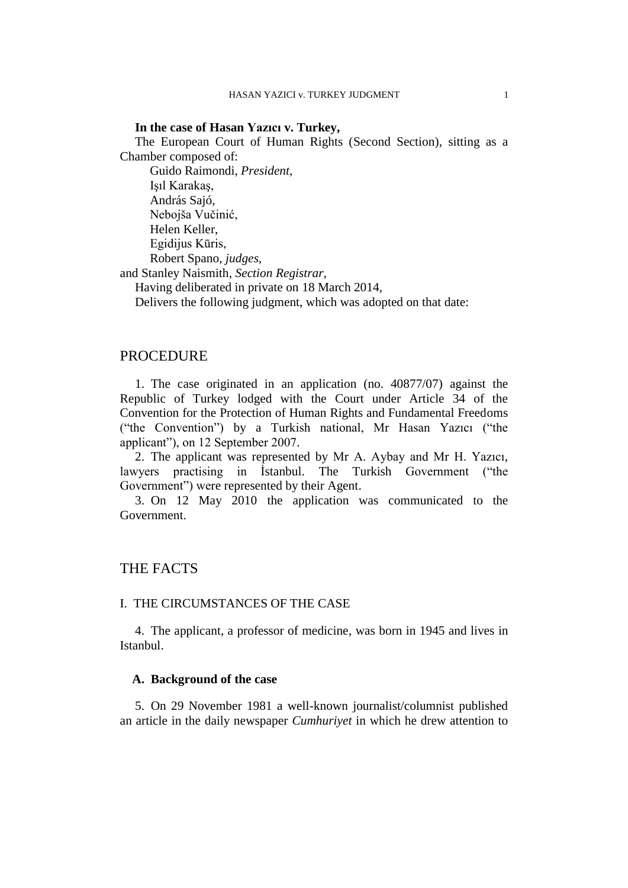**In the case of Hasan Yazıcı v. Turkey,**

The European Court of Human Rights (Second Section), sitting as a Chamber composed of:

Guido Raimondi, *President,*
Işıl Karakaş,
András Sajó,
Nebojša Vučinić,
Helen Keller,
Egidijus Kūris,
Robert Spano, *judges,*
and Stanley Naismith, *Section Registrar,*

Having deliberated in private on 18 March 2014,

Delivers the following judgment, which was adopted on that date:

# PROCEDURE

1. The case originated in an application (no. 40877/07) against the Republic of Turkey lodged with the Court under Article 34 of the Convention for the Protection of Human Rights and Fundamental Freedoms ("the Convention") by a Turkish national, Mr Hasan Yazıcı ("the applicant"), on 12 September 2007.

2. The applicant was represented by Mr A. Aybay and Mr H. Yazıcı, lawyers practising in İstanbul. The Turkish Government ("the Government") were represented by their Agent.

3. On 12 May 2010 the application was communicated to the Government.

# THE FACTS

## I. THE CIRCUMSTANCES OF THE CASE

4. The applicant, a professor of medicine, was born in 1945 and lives in Istanbul.

### A. Background of the case

5. On 29 November 1981 a well-known journalist/columnist published an article in the daily newspaper *Cumhuriyet* in which he drew attention to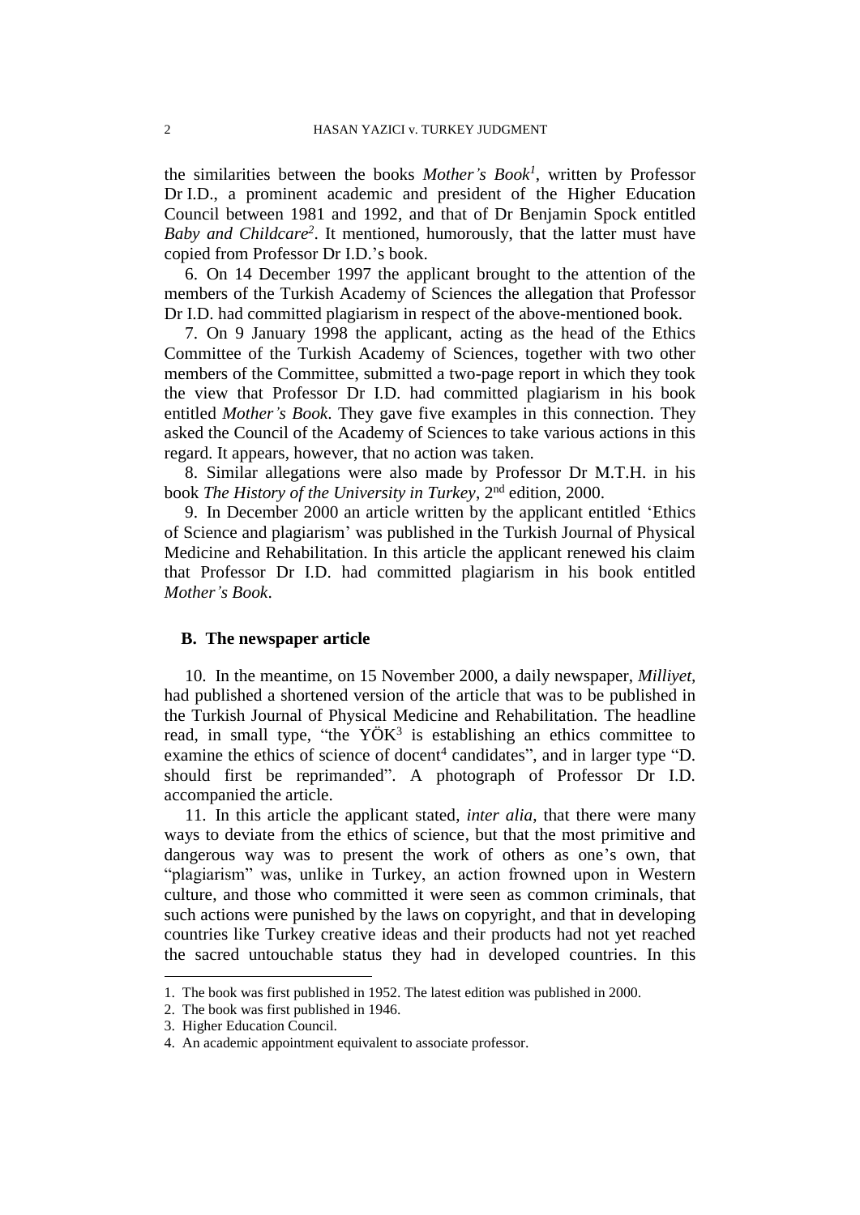the similarities between the books *Mother's Book*[1], written by Professor Dr I.D., a prominent academic and president of the Higher Education Council between 1981 and 1992, and that of Dr Benjamin Spock entitled *Baby and Childcare*[2]. It mentioned, humorously, that the latter must have copied from Professor Dr I.D.'s book.

6. On 14 December 1997 the applicant brought to the attention of the members of the Turkish Academy of Sciences the allegation that Professor Dr I.D. had committed plagiarism in respect of the above-mentioned book.

7. On 9 January 1998 the applicant, acting as the head of the Ethics Committee of the Turkish Academy of Sciences, together with two other members of the Committee, submitted a two-page report in which they took the view that Professor Dr I.D. had committed plagiarism in his book entitled *Mother's Book*. They gave five examples in this connection. They asked the Council of the Academy of Sciences to take various actions in this regard. It appears, however, that no action was taken.

8. Similar allegations were also made by Professor Dr M.T.H. in his book *The History of the University in Turkey*, 2nd edition, 2000.

9. In December 2000 an article written by the applicant entitled 'Ethics of Science and plagiarism' was published in the Turkish Journal of Physical Medicine and Rehabilitation. In this article the applicant renewed his claim that Professor Dr I.D. had committed plagiarism in his book entitled *Mother's Book*.

## B. The newspaper article

10. In the meantime, on 15 November 2000, a daily newspaper, *Milliyet*, had published a shortened version of the article that was to be published in the Turkish Journal of Physical Medicine and Rehabilitation. The headline read, in small type, "the YÖK[3] is establishing an ethics committee to examine the ethics of science of docent[4] candidates", and in larger type "D. should first be reprimanded". A photograph of Professor Dr I.D. accompanied the article.

11. In this article the applicant stated, *inter alia*, that there were many ways to deviate from the ethics of science, but that the most primitive and dangerous way was to present the work of others as one's own, that "plagiarism" was, unlike in Turkey, an action frowned upon in Western culture, and those who committed it were seen as common criminals, that such actions were punished by the laws on copyright, and that in developing countries like Turkey creative ideas and their products had not yet reached the sacred untouchable status they had in developed countries. In this

---

1. The book was first published in 1952. The latest edition was published in 2000.
2. The book was first published in 1946.
3. Higher Education Council.
4. An academic appointment equivalent to associate professor.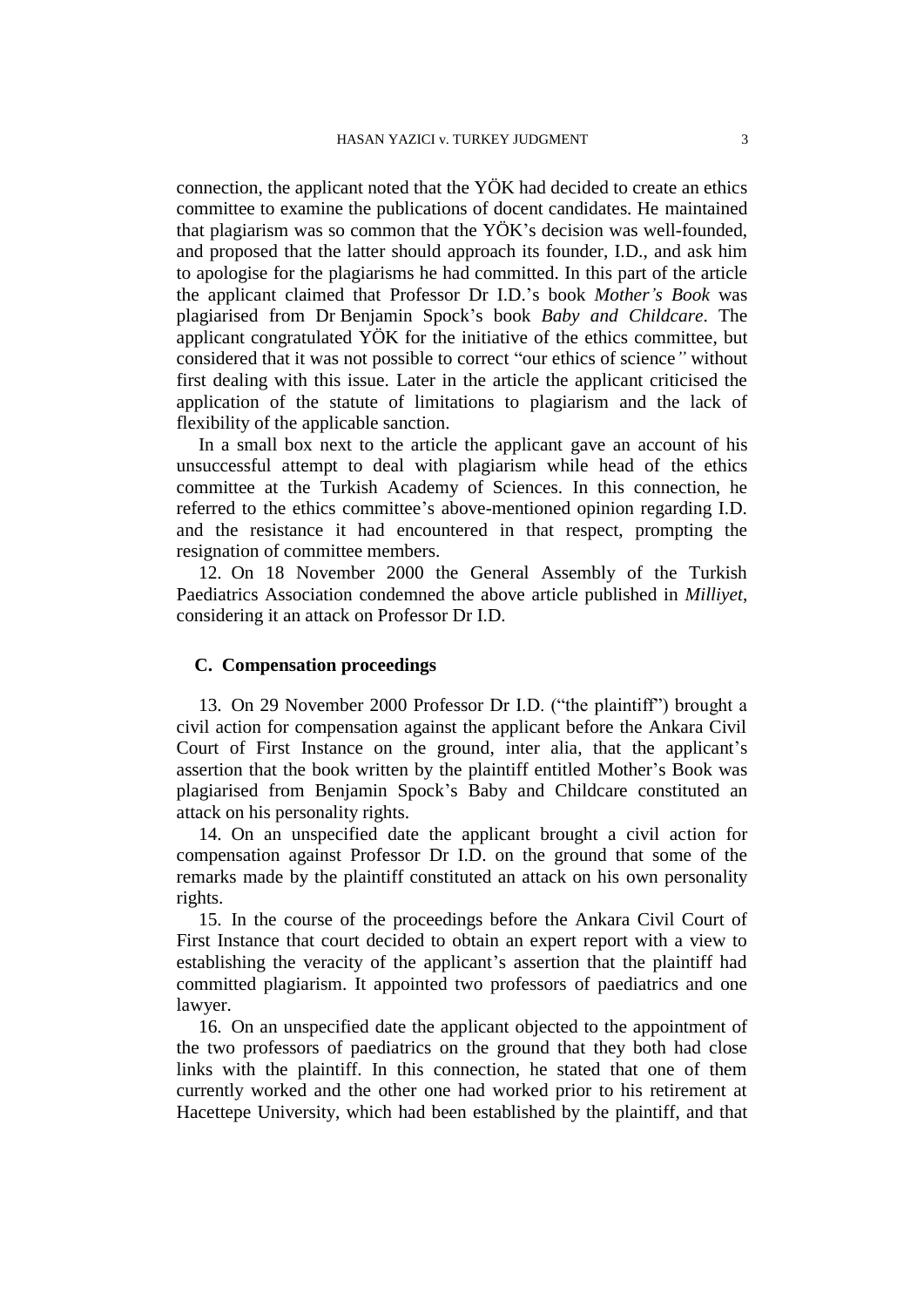connection, the applicant noted that the YÖK had decided to create an ethics committee to examine the publications of docent candidates. He maintained that plagiarism was so common that the YÖK's decision was well-founded, and proposed that the latter should approach its founder, I.D., and ask him to apologise for the plagiarisms he had committed. In this part of the article the applicant claimed that Professor Dr I.D.'s book *Mother's Book* was plagiarised from Dr Benjamin Spock's book *Baby and Childcare*. The applicant congratulated YÖK for the initiative of the ethics committee, but considered that it was not possible to correct "our ethics of science*"* without first dealing with this issue. Later in the article the applicant criticised the application of the statute of limitations to plagiarism and the lack of flexibility of the applicable sanction.

In a small box next to the article the applicant gave an account of his unsuccessful attempt to deal with plagiarism while head of the ethics committee at the Turkish Academy of Sciences. In this connection, he referred to the ethics committee's above-mentioned opinion regarding I.D. and the resistance it had encountered in that respect, prompting the resignation of committee members.

12. On 18 November 2000 the General Assembly of the Turkish Paediatrics Association condemned the above article published in *Milliyet*, considering it an attack on Professor Dr I.D.

### C. Compensation proceedings

13. On 29 November 2000 Professor Dr I.D. ("the plaintiff") brought a civil action for compensation against the applicant before the Ankara Civil Court of First Instance on the ground, inter alia, that the applicant's assertion that the book written by the plaintiff entitled Mother's Book was plagiarised from Benjamin Spock's Baby and Childcare constituted an attack on his personality rights.

14. On an unspecified date the applicant brought a civil action for compensation against Professor Dr I.D. on the ground that some of the remarks made by the plaintiff constituted an attack on his own personality rights.

15. In the course of the proceedings before the Ankara Civil Court of First Instance that court decided to obtain an expert report with a view to establishing the veracity of the applicant's assertion that the plaintiff had committed plagiarism. It appointed two professors of paediatrics and one lawyer.

16. On an unspecified date the applicant objected to the appointment of the two professors of paediatrics on the ground that they both had close links with the plaintiff. In this connection, he stated that one of them currently worked and the other one had worked prior to his retirement at Hacettepe University, which had been established by the plaintiff, and that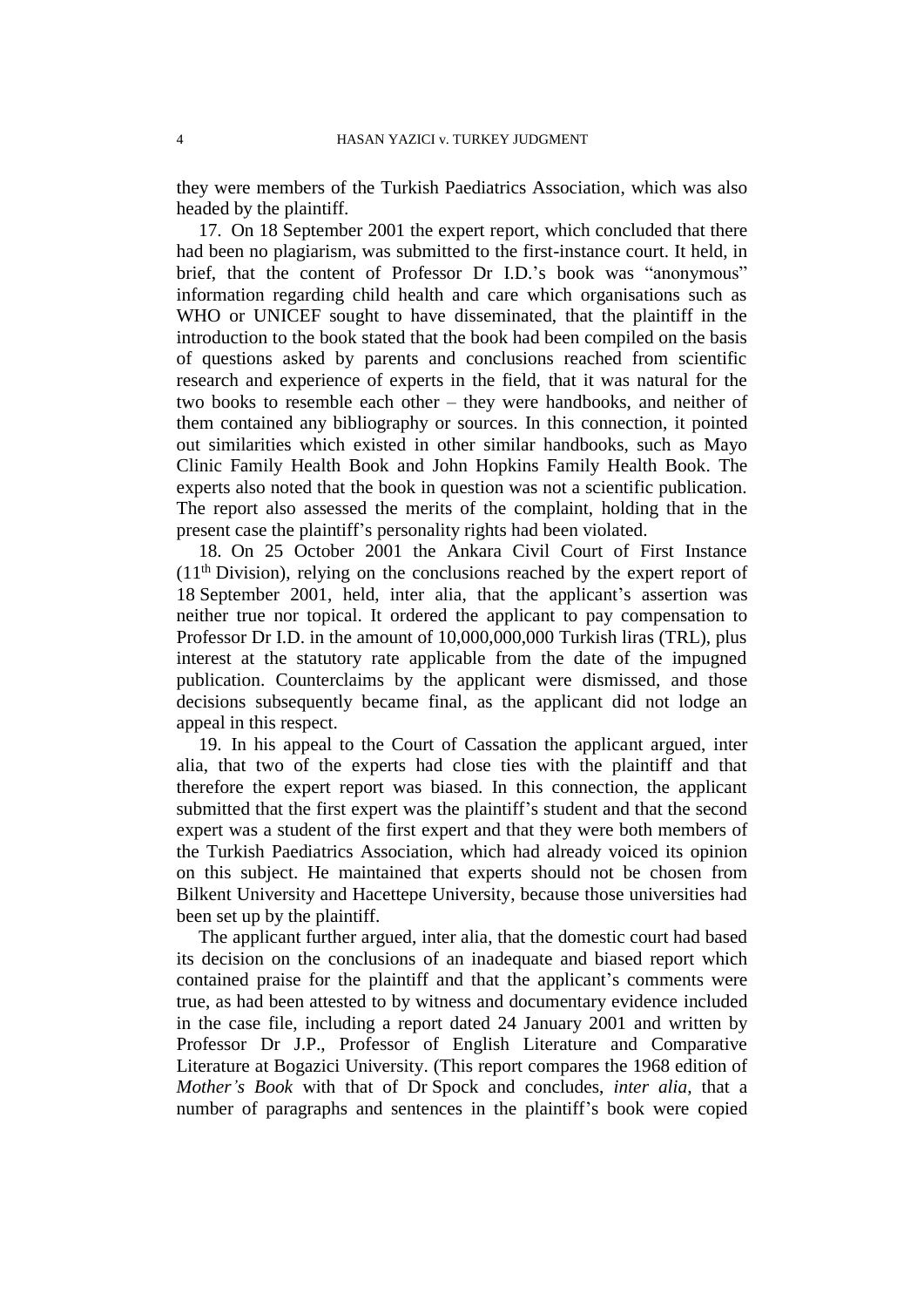they were members of the Turkish Paediatrics Association, which was also headed by the plaintiff.

17. On 18 September 2001 the expert report, which concluded that there had been no plagiarism, was submitted to the first-instance court. It held, in brief, that the content of Professor Dr I.D.'s book was "anonymous" information regarding child health and care which organisations such as WHO or UNICEF sought to have disseminated, that the plaintiff in the introduction to the book stated that the book had been compiled on the basis of questions asked by parents and conclusions reached from scientific research and experience of experts in the field, that it was natural for the two books to resemble each other – they were handbooks, and neither of them contained any bibliography or sources. In this connection, it pointed out similarities which existed in other similar handbooks, such as Mayo Clinic Family Health Book and John Hopkins Family Health Book. The experts also noted that the book in question was not a scientific publication. The report also assessed the merits of the complaint, holding that in the present case the plaintiff's personality rights had been violated.

18. On 25 October 2001 the Ankara Civil Court of First Instance (11th Division), relying on the conclusions reached by the expert report of 18 September 2001, held, inter alia, that the applicant's assertion was neither true nor topical. It ordered the applicant to pay compensation to Professor Dr I.D. in the amount of 10,000,000,000 Turkish liras (TRL), plus interest at the statutory rate applicable from the date of the impugned publication. Counterclaims by the applicant were dismissed, and those decisions subsequently became final, as the applicant did not lodge an appeal in this respect.

19. In his appeal to the Court of Cassation the applicant argued, inter alia, that two of the experts had close ties with the plaintiff and that therefore the expert report was biased. In this connection, the applicant submitted that the first expert was the plaintiff's student and that the second expert was a student of the first expert and that they were both members of the Turkish Paediatrics Association, which had already voiced its opinion on this subject. He maintained that experts should not be chosen from Bilkent University and Hacettepe University, because those universities had been set up by the plaintiff.

The applicant further argued, inter alia, that the domestic court had based its decision on the conclusions of an inadequate and biased report which contained praise for the plaintiff and that the applicant's comments were true, as had been attested to by witness and documentary evidence included in the case file, including a report dated 24 January 2001 and written by Professor Dr J.P., Professor of English Literature and Comparative Literature at Bogazici University. (This report compares the 1968 edition of *Mother's Book* with that of Dr Spock and concludes, *inter alia*, that a number of paragraphs and sentences in the plaintiff's book were copied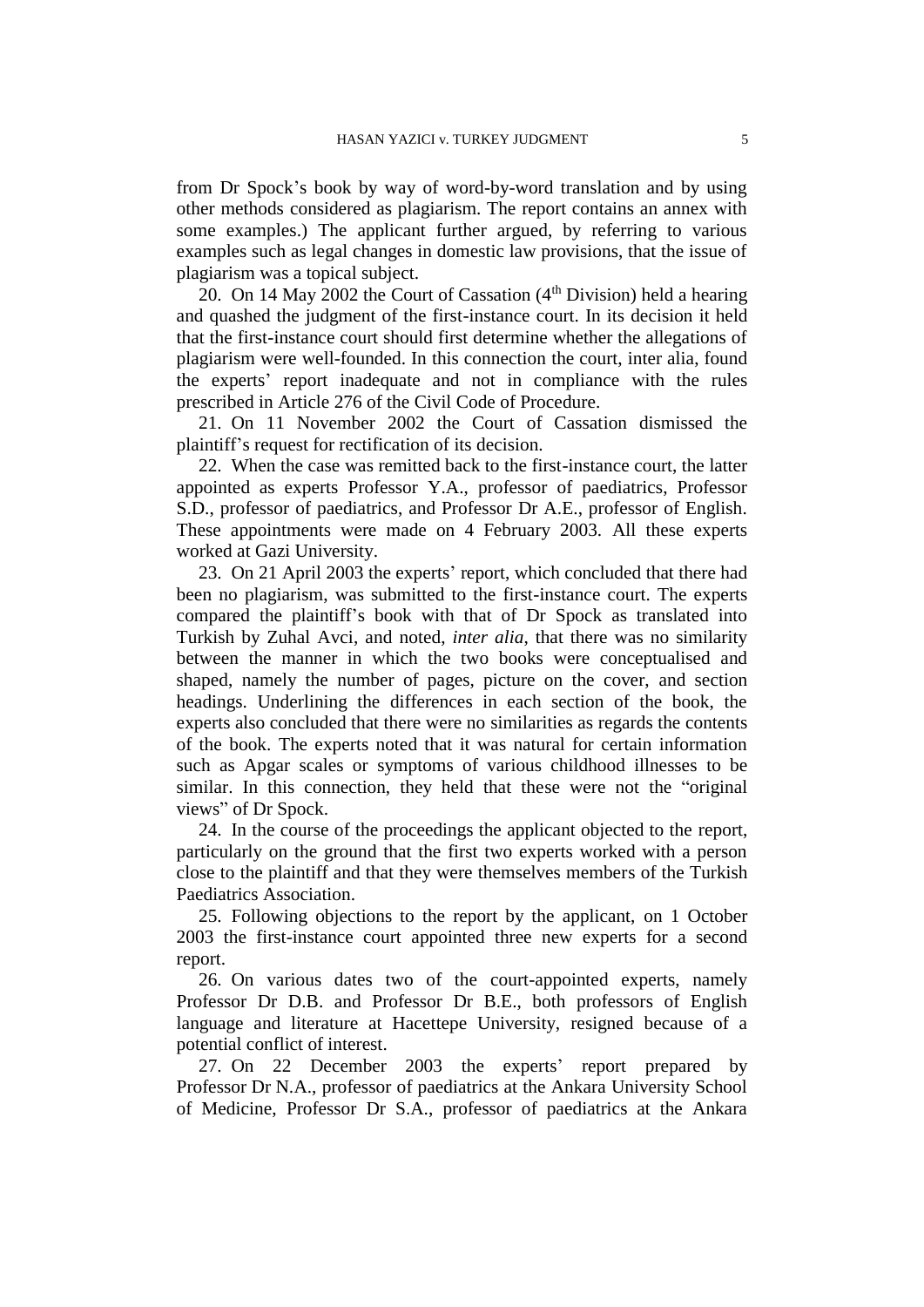from Dr Spock's book by way of word-by-word translation and by using other methods considered as plagiarism. The report contains an annex with some examples.) The applicant further argued, by referring to various examples such as legal changes in domestic law provisions, that the issue of plagiarism was a topical subject.

20. On 14 May 2002 the Court of Cassation (4th Division) held a hearing and quashed the judgment of the first-instance court. In its decision it held that the first-instance court should first determine whether the allegations of plagiarism were well-founded. In this connection the court, inter alia, found the experts' report inadequate and not in compliance with the rules prescribed in Article 276 of the Civil Code of Procedure.

21. On 11 November 2002 the Court of Cassation dismissed the plaintiff's request for rectification of its decision.

22. When the case was remitted back to the first-instance court, the latter appointed as experts Professor Y.A., professor of paediatrics, Professor S.D., professor of paediatrics, and Professor Dr A.E., professor of English. These appointments were made on 4 February 2003. All these experts worked at Gazi University.

23. On 21 April 2003 the experts' report, which concluded that there had been no plagiarism, was submitted to the first-instance court. The experts compared the plaintiff's book with that of Dr Spock as translated into Turkish by Zuhal Avci, and noted, *inter alia*, that there was no similarity between the manner in which the two books were conceptualised and shaped, namely the number of pages, picture on the cover, and section headings. Underlining the differences in each section of the book, the experts also concluded that there were no similarities as regards the contents of the book. The experts noted that it was natural for certain information such as Apgar scales or symptoms of various childhood illnesses to be similar. In this connection, they held that these were not the "original views" of Dr Spock.

24. In the course of the proceedings the applicant objected to the report, particularly on the ground that the first two experts worked with a person close to the plaintiff and that they were themselves members of the Turkish Paediatrics Association.

25. Following objections to the report by the applicant, on 1 October 2003 the first-instance court appointed three new experts for a second report.

26. On various dates two of the court-appointed experts, namely Professor Dr D.B. and Professor Dr B.E., both professors of English language and literature at Hacettepe University, resigned because of a potential conflict of interest.

27. On 22 December 2003 the experts' report prepared by Professor Dr N.A., professor of paediatrics at the Ankara University School of Medicine, Professor Dr S.A., professor of paediatrics at the Ankara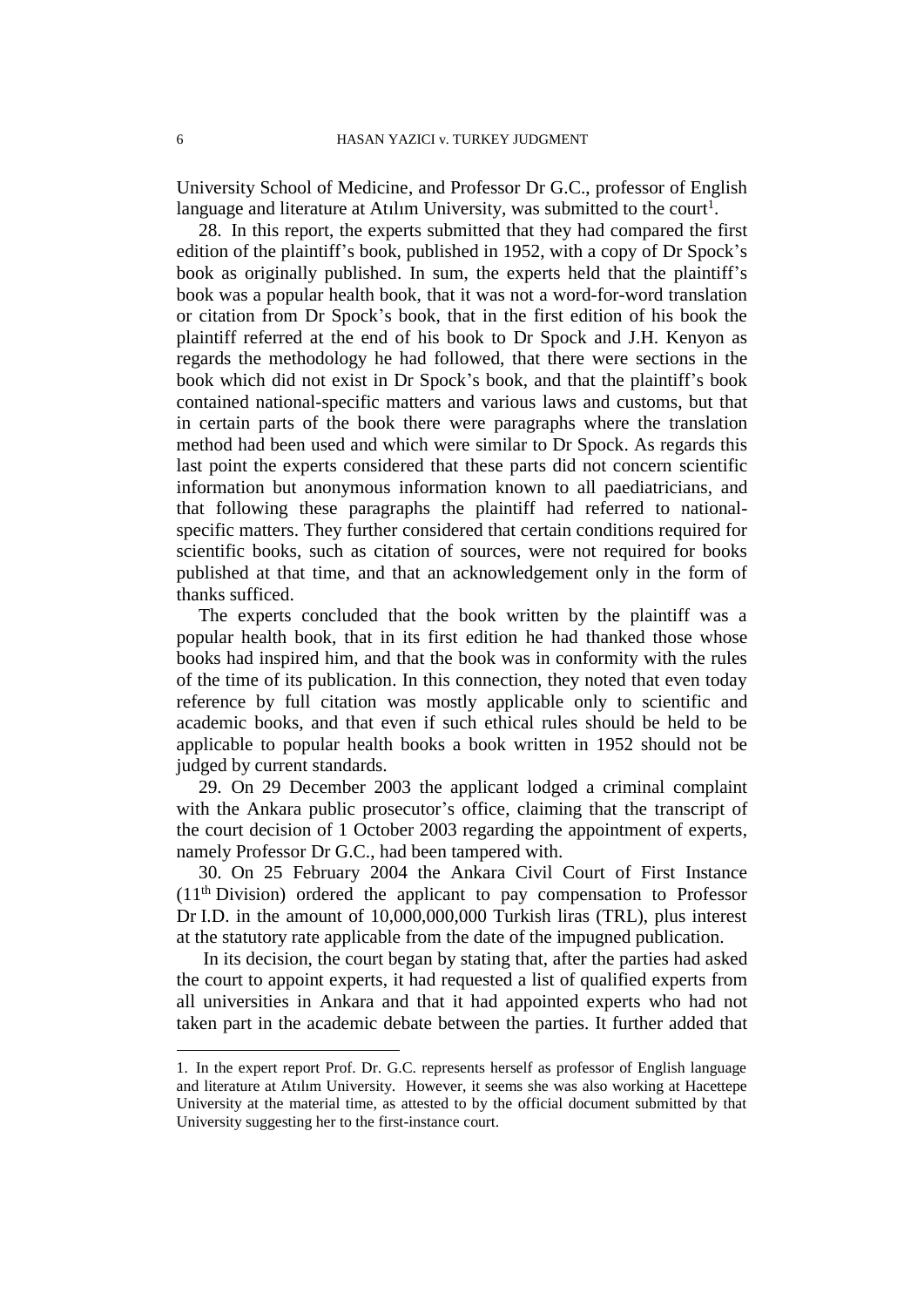University School of Medicine, and Professor Dr G.C., professor of English language and literature at Atılım University, was submitted to the court[1].

28. In this report, the experts submitted that they had compared the first edition of the plaintiff's book, published in 1952, with a copy of Dr Spock's book as originally published. In sum, the experts held that the plaintiff's book was a popular health book, that it was not a word-for-word translation or citation from Dr Spock's book, that in the first edition of his book the plaintiff referred at the end of his book to Dr Spock and J.H. Kenyon as regards the methodology he had followed, that there were sections in the book which did not exist in Dr Spock's book, and that the plaintiff's book contained national-specific matters and various laws and customs, but that in certain parts of the book there were paragraphs where the translation method had been used and which were similar to Dr Spock. As regards this last point the experts considered that these parts did not concern scientific information but anonymous information known to all paediatricians, and that following these paragraphs the plaintiff had referred to national-specific matters. They further considered that certain conditions required for scientific books, such as citation of sources, were not required for books published at that time, and that an acknowledgement only in the form of thanks sufficed.

The experts concluded that the book written by the plaintiff was a popular health book, that in its first edition he had thanked those whose books had inspired him, and that the book was in conformity with the rules of the time of its publication. In this connection, they noted that even today reference by full citation was mostly applicable only to scientific and academic books, and that even if such ethical rules should be held to be applicable to popular health books a book written in 1952 should not be judged by current standards.

29. On 29 December 2003 the applicant lodged a criminal complaint with the Ankara public prosecutor's office, claiming that the transcript of the court decision of 1 October 2003 regarding the appointment of experts, namely Professor Dr G.C., had been tampered with.

30. On 25 February 2004 the Ankara Civil Court of First Instance (11th Division) ordered the applicant to pay compensation to Professor Dr I.D. in the amount of 10,000,000,000 Turkish liras (TRL), plus interest at the statutory rate applicable from the date of the impugned publication.

In its decision, the court began by stating that, after the parties had asked the court to appoint experts, it had requested a list of qualified experts from all universities in Ankara and that it had appointed experts who had not taken part in the academic debate between the parties. It further added that

1. In the expert report Prof. Dr. G.C. represents herself as professor of English language and literature at Atılım University. However, it seems she was also working at Hacettepe University at the material time, as attested to by the official document submitted by that University suggesting her to the first-instance court.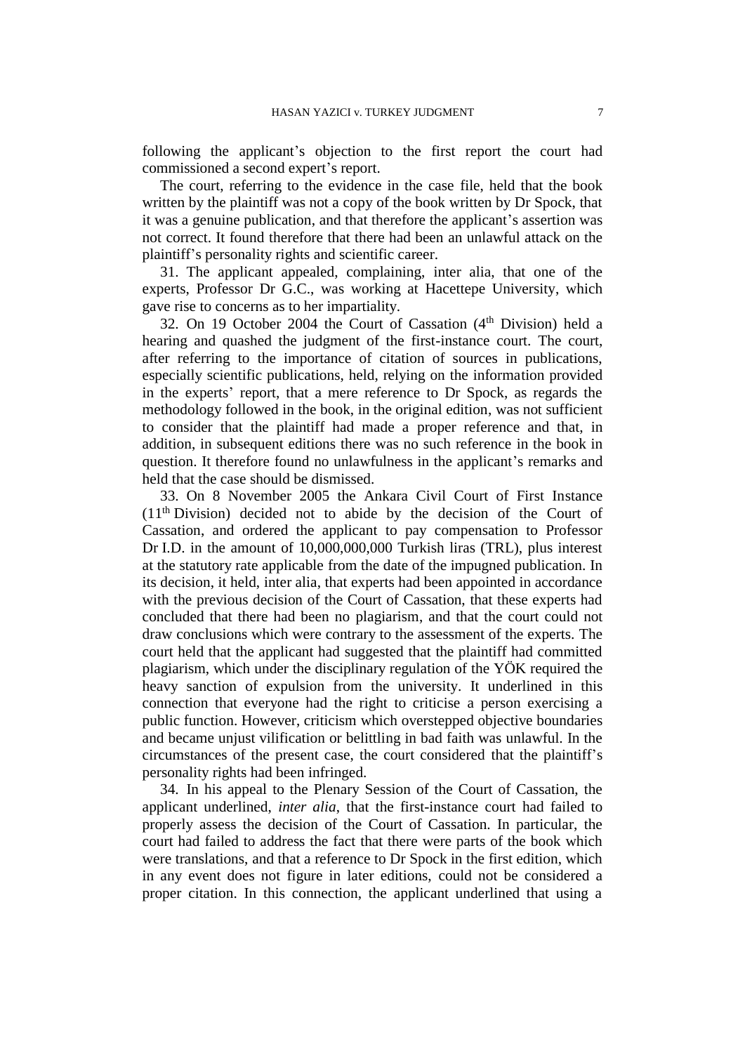following the applicant's objection to the first report the court had commissioned a second expert's report.

The court, referring to the evidence in the case file, held that the book written by the plaintiff was not a copy of the book written by Dr Spock, that it was a genuine publication, and that therefore the applicant's assertion was not correct. It found therefore that there had been an unlawful attack on the plaintiff's personality rights and scientific career.

31. The applicant appealed, complaining, inter alia, that one of the experts, Professor Dr G.C., was working at Hacettepe University, which gave rise to concerns as to her impartiality.

32. On 19 October 2004 the Court of Cassation (4th Division) held a hearing and quashed the judgment of the first-instance court. The court, after referring to the importance of citation of sources in publications, especially scientific publications, held, relying on the information provided in the experts' report, that a mere reference to Dr Spock, as regards the methodology followed in the book, in the original edition, was not sufficient to consider that the plaintiff had made a proper reference and that, in addition, in subsequent editions there was no such reference in the book in question. It therefore found no unlawfulness in the applicant's remarks and held that the case should be dismissed.

33. On 8 November 2005 the Ankara Civil Court of First Instance (11th Division) decided not to abide by the decision of the Court of Cassation, and ordered the applicant to pay compensation to Professor Dr I.D. in the amount of 10,000,000,000 Turkish liras (TRL), plus interest at the statutory rate applicable from the date of the impugned publication. In its decision, it held, inter alia, that experts had been appointed in accordance with the previous decision of the Court of Cassation, that these experts had concluded that there had been no plagiarism, and that the court could not draw conclusions which were contrary to the assessment of the experts. The court held that the applicant had suggested that the plaintiff had committed plagiarism, which under the disciplinary regulation of the YÖK required the heavy sanction of expulsion from the university. It underlined in this connection that everyone had the right to criticise a person exercising a public function. However, criticism which overstepped objective boundaries and became unjust vilification or belittling in bad faith was unlawful. In the circumstances of the present case, the court considered that the plaintiff's personality rights had been infringed.

34. In his appeal to the Plenary Session of the Court of Cassation, the applicant underlined, *inter alia*, that the first-instance court had failed to properly assess the decision of the Court of Cassation. In particular, the court had failed to address the fact that there were parts of the book which were translations, and that a reference to Dr Spock in the first edition, which in any event does not figure in later editions, could not be considered a proper citation. In this connection, the applicant underlined that using a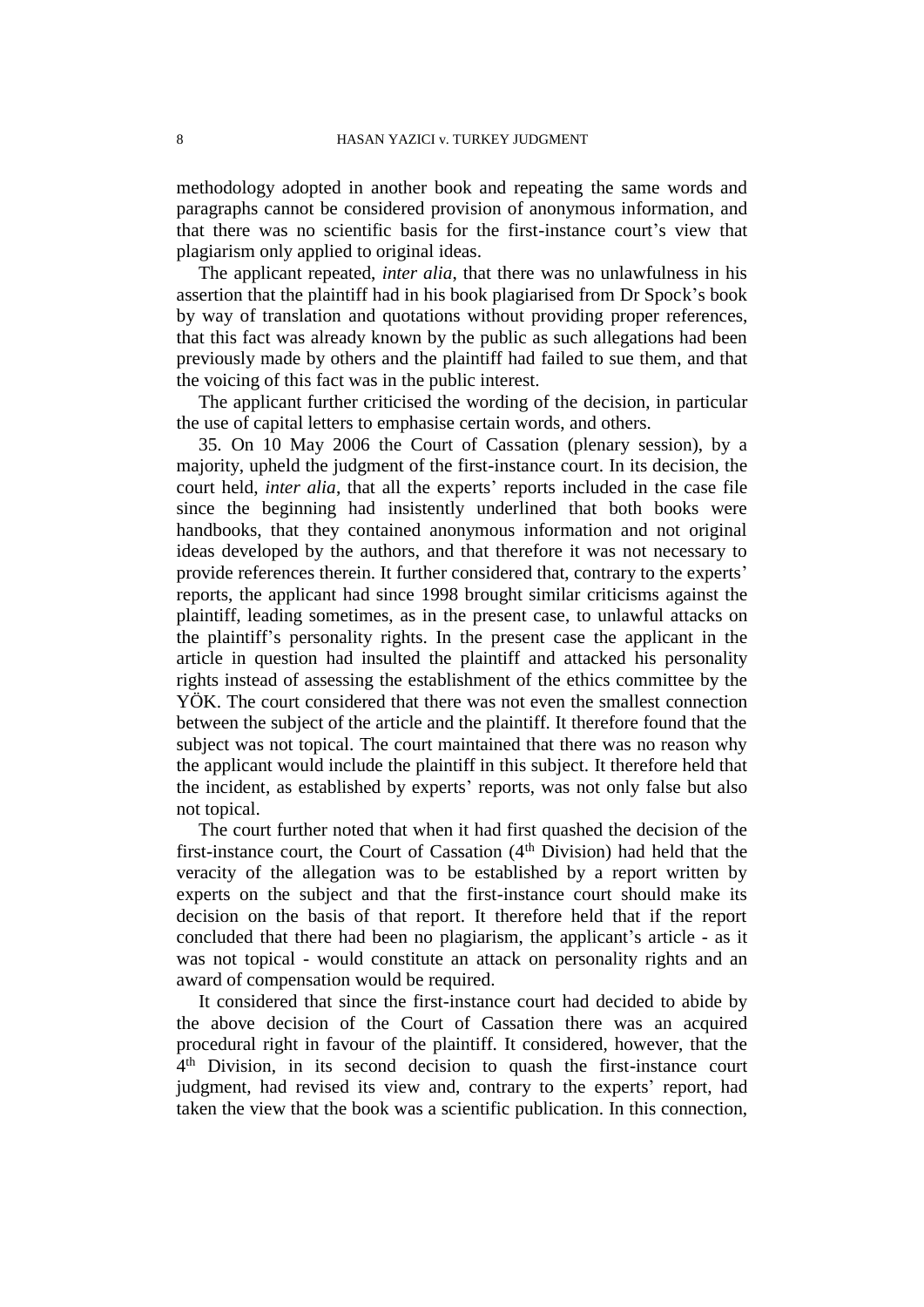methodology adopted in another book and repeating the same words and paragraphs cannot be considered provision of anonymous information, and that there was no scientific basis for the first-instance court's view that plagiarism only applied to original ideas.

The applicant repeated, *inter alia*, that there was no unlawfulness in his assertion that the plaintiff had in his book plagiarised from Dr Spock's book by way of translation and quotations without providing proper references, that this fact was already known by the public as such allegations had been previously made by others and the plaintiff had failed to sue them, and that the voicing of this fact was in the public interest.

The applicant further criticised the wording of the decision, in particular the use of capital letters to emphasise certain words, and others.

35. On 10 May 2006 the Court of Cassation (plenary session), by a majority, upheld the judgment of the first-instance court. In its decision, the court held, *inter alia*, that all the experts' reports included in the case file since the beginning had insistently underlined that both books were handbooks, that they contained anonymous information and not original ideas developed by the authors, and that therefore it was not necessary to provide references therein. It further considered that, contrary to the experts' reports, the applicant had since 1998 brought similar criticisms against the plaintiff, leading sometimes, as in the present case, to unlawful attacks on the plaintiff's personality rights. In the present case the applicant in the article in question had insulted the plaintiff and attacked his personality rights instead of assessing the establishment of the ethics committee by the YÖK. The court considered that there was not even the smallest connection between the subject of the article and the plaintiff. It therefore found that the subject was not topical. The court maintained that there was no reason why the applicant would include the plaintiff in this subject. It therefore held that the incident, as established by experts' reports, was not only false but also not topical.

The court further noted that when it had first quashed the decision of the first-instance court, the Court of Cassation (4th Division) had held that the veracity of the allegation was to be established by a report written by experts on the subject and that the first-instance court should make its decision on the basis of that report. It therefore held that if the report concluded that there had been no plagiarism, the applicant's article - as it was not topical - would constitute an attack on personality rights and an award of compensation would be required.

It considered that since the first-instance court had decided to abide by the above decision of the Court of Cassation there was an acquired procedural right in favour of the plaintiff. It considered, however, that the 4th Division, in its second decision to quash the first-instance court judgment, had revised its view and, contrary to the experts' report, had taken the view that the book was a scientific publication. In this connection,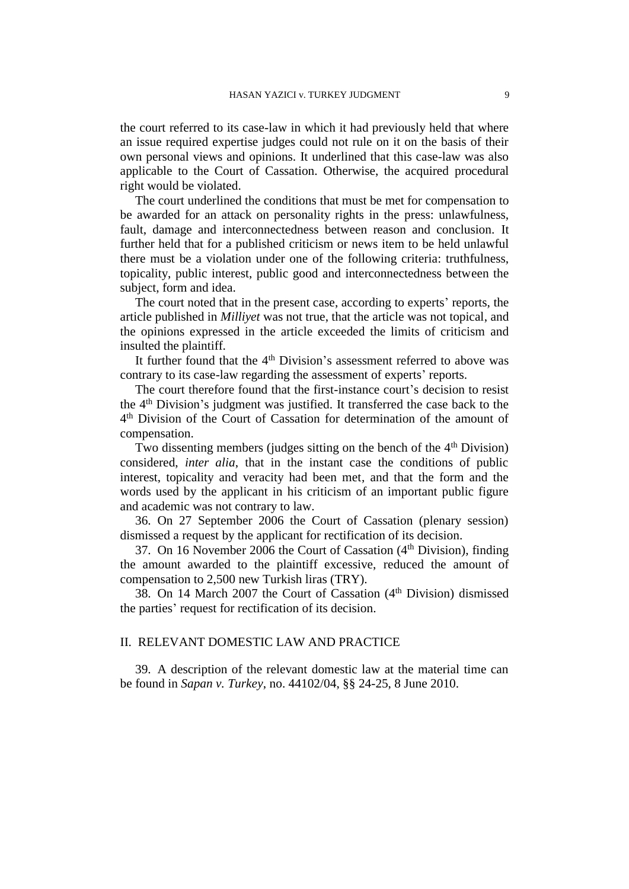the court referred to its case-law in which it had previously held that where an issue required expertise judges could not rule on it on the basis of their own personal views and opinions. It underlined that this case-law was also applicable to the Court of Cassation. Otherwise, the acquired procedural right would be violated.

The court underlined the conditions that must be met for compensation to be awarded for an attack on personality rights in the press: unlawfulness, fault, damage and interconnectedness between reason and conclusion. It further held that for a published criticism or news item to be held unlawful there must be a violation under one of the following criteria: truthfulness, topicality, public interest, public good and interconnectedness between the subject, form and idea.

The court noted that in the present case, according to experts' reports, the article published in *Milliyet* was not true, that the article was not topical, and the opinions expressed in the article exceeded the limits of criticism and insulted the plaintiff.

It further found that the 4th Division's assessment referred to above was contrary to its case-law regarding the assessment of experts' reports.

The court therefore found that the first-instance court's decision to resist the 4th Division's judgment was justified. It transferred the case back to the 4th Division of the Court of Cassation for determination of the amount of compensation.

Two dissenting members (judges sitting on the bench of the 4th Division) considered, *inter alia*, that in the instant case the conditions of public interest, topicality and veracity had been met, and that the form and the words used by the applicant in his criticism of an important public figure and academic was not contrary to law.

36. On 27 September 2006 the Court of Cassation (plenary session) dismissed a request by the applicant for rectification of its decision.

37. On 16 November 2006 the Court of Cassation (4th Division), finding the amount awarded to the plaintiff excessive, reduced the amount of compensation to 2,500 new Turkish liras (TRY).

38. On 14 March 2007 the Court of Cassation (4th Division) dismissed the parties' request for rectification of its decision.

## II. RELEVANT DOMESTIC LAW AND PRACTICE

39. A description of the relevant domestic law at the material time can be found in *Sapan v. Turkey*, no. 44102/04, §§ 24-25, 8 June 2010.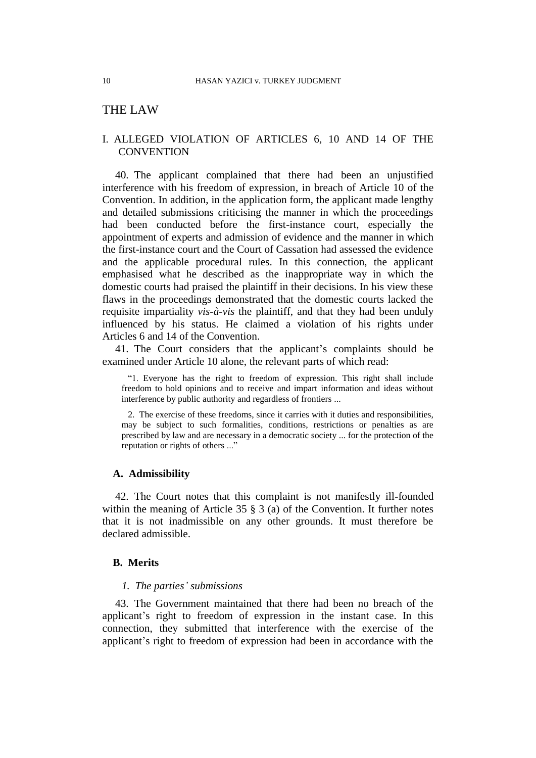# THE LAW

## I. ALLEGED VIOLATION OF ARTICLES 6, 10 AND 14 OF THE CONVENTION

40. The applicant complained that there had been an unjustified interference with his freedom of expression, in breach of Article 10 of the Convention. In addition, in the application form, the applicant made lengthy and detailed submissions criticising the manner in which the proceedings had been conducted before the first-instance court, especially the appointment of experts and admission of evidence and the manner in which the first-instance court and the Court of Cassation had assessed the evidence and the applicable procedural rules. In this connection, the applicant emphasised what he described as the inappropriate way in which the domestic courts had praised the plaintiff in their decisions. In his view these flaws in the proceedings demonstrated that the domestic courts lacked the requisite impartiality *vis-à-vis* the plaintiff, and that they had been unduly influenced by his status. He claimed a violation of his rights under Articles 6 and 14 of the Convention.

41. The Court considers that the applicant's complaints should be examined under Article 10 alone, the relevant parts of which read:

> "1. Everyone has the right to freedom of expression. This right shall include freedom to hold opinions and to receive and impart information and ideas without interference by public authority and regardless of frontiers ...
>
> 2. The exercise of these freedoms, since it carries with it duties and responsibilities, may be subject to such formalities, conditions, restrictions or penalties as are prescribed by law and are necessary in a democratic society ... for the protection of the reputation or rights of others ..."

### A. Admissibility

42. The Court notes that this complaint is not manifestly ill-founded within the meaning of Article 35 § 3 (a) of the Convention. It further notes that it is not inadmissible on any other grounds. It must therefore be declared admissible.

### B. Merits

#### *1. The parties' submissions*

43. The Government maintained that there had been no breach of the applicant's right to freedom of expression in the instant case. In this connection, they submitted that interference with the exercise of the applicant's right to freedom of expression had been in accordance with the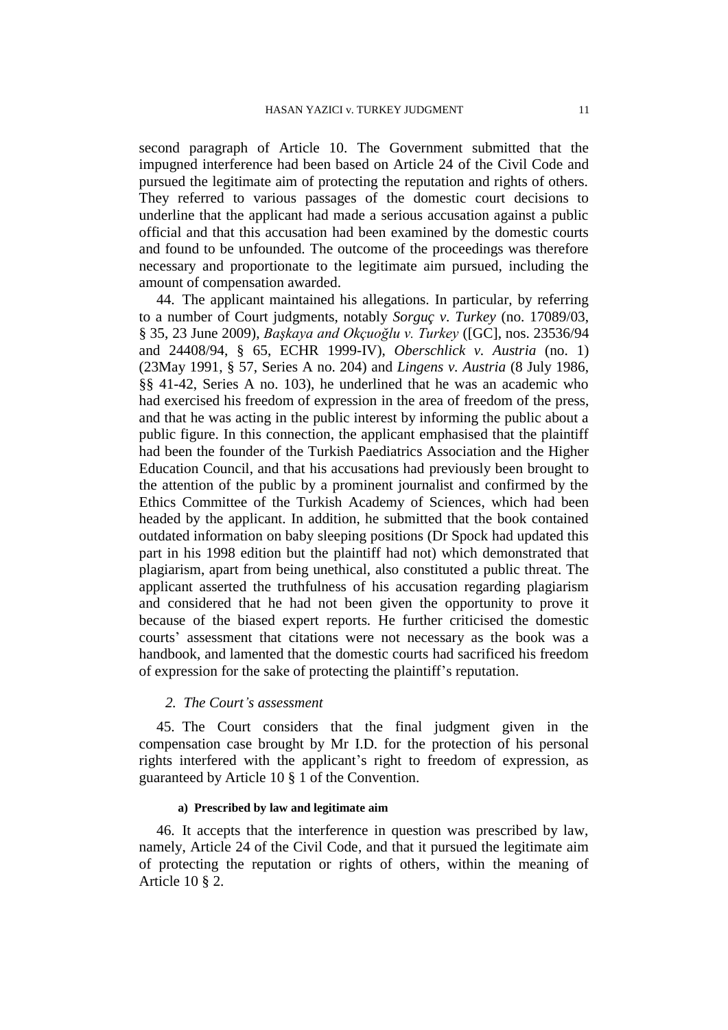second paragraph of Article 10. The Government submitted that the impugned interference had been based on Article 24 of the Civil Code and pursued the legitimate aim of protecting the reputation and rights of others. They referred to various passages of the domestic court decisions to underline that the applicant had made a serious accusation against a public official and that this accusation had been examined by the domestic courts and found to be unfounded. The outcome of the proceedings was therefore necessary and proportionate to the legitimate aim pursued, including the amount of compensation awarded.

44. The applicant maintained his allegations. In particular, by referring to a number of Court judgments, notably *Sorguç v. Turkey* (no. 17089/03, § 35, 23 June 2009), *Başkaya and Okçuoğlu v. Turkey* ([GC], nos. 23536/94 and 24408/94, § 65, ECHR 1999-IV), *Oberschlick v. Austria* (no. 1) (23May 1991, § 57, Series A no. 204) and *Lingens v. Austria* (8 July 1986, §§ 41-42, Series A no. 103), he underlined that he was an academic who had exercised his freedom of expression in the area of freedom of the press, and that he was acting in the public interest by informing the public about a public figure. In this connection, the applicant emphasised that the plaintiff had been the founder of the Turkish Paediatrics Association and the Higher Education Council, and that his accusations had previously been brought to the attention of the public by a prominent journalist and confirmed by the Ethics Committee of the Turkish Academy of Sciences, which had been headed by the applicant. In addition, he submitted that the book contained outdated information on baby sleeping positions (Dr Spock had updated this part in his 1998 edition but the plaintiff had not) which demonstrated that plagiarism, apart from being unethical, also constituted a public threat. The applicant asserted the truthfulness of his accusation regarding plagiarism and considered that he had not been given the opportunity to prove it because of the biased expert reports. He further criticised the domestic courts' assessment that citations were not necessary as the book was a handbook, and lamented that the domestic courts had sacrificed his freedom of expression for the sake of protecting the plaintiff's reputation.

### *2. The Court's assessment*

45. The Court considers that the final judgment given in the compensation case brought by Mr I.D. for the protection of his personal rights interfered with the applicant's right to freedom of expression, as guaranteed by Article 10 § 1 of the Convention.

#### **a) Prescribed by law and legitimate aim**

46. It accepts that the interference in question was prescribed by law, namely, Article 24 of the Civil Code, and that it pursued the legitimate aim of protecting the reputation or rights of others, within the meaning of Article 10 § 2.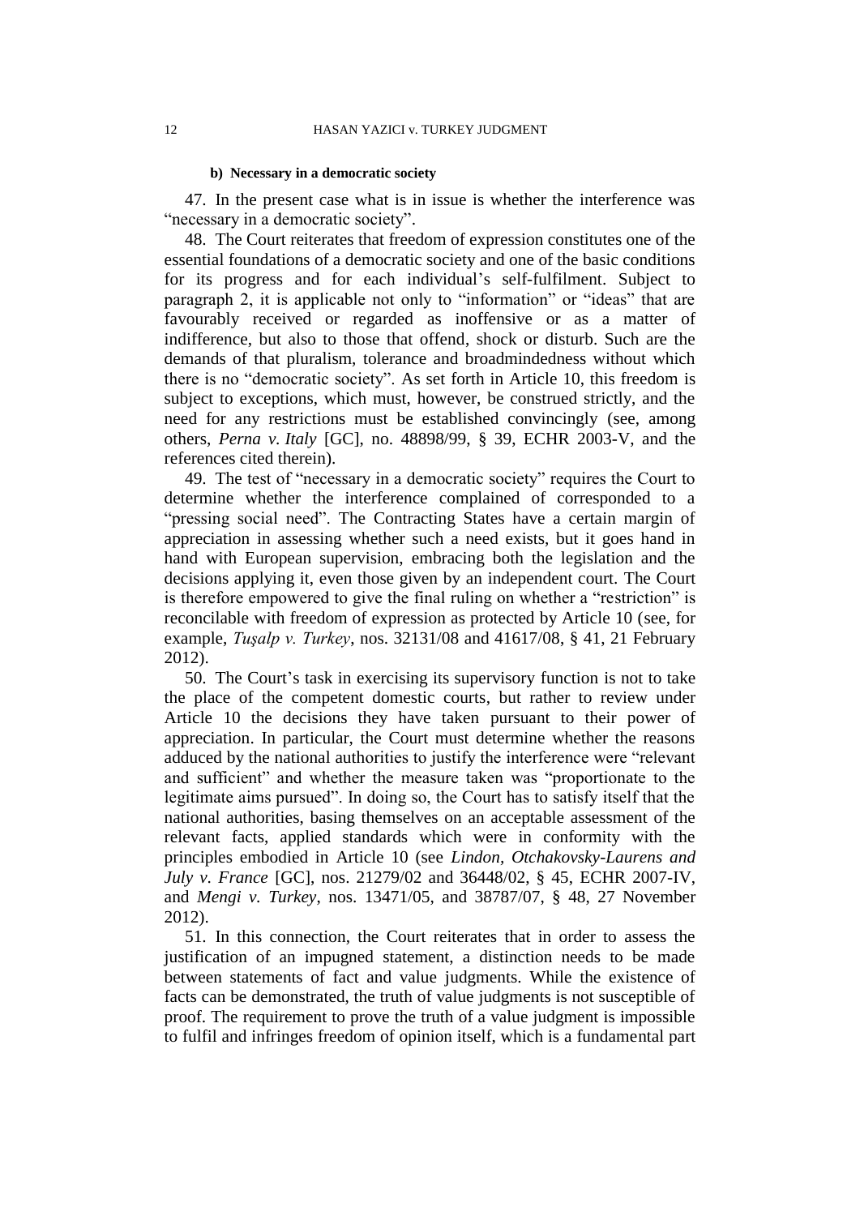#### b) Necessary in a democratic society

47. In the present case what is in issue is whether the interference was "necessary in a democratic society".

48. The Court reiterates that freedom of expression constitutes one of the essential foundations of a democratic society and one of the basic conditions for its progress and for each individual's self-fulfilment. Subject to paragraph 2, it is applicable not only to "information" or "ideas" that are favourably received or regarded as inoffensive or as a matter of indifference, but also to those that offend, shock or disturb. Such are the demands of that pluralism, tolerance and broadmindedness without which there is no "democratic society". As set forth in Article 10, this freedom is subject to exceptions, which must, however, be construed strictly, and the need for any restrictions must be established convincingly (see, among others, *Perna v. Italy* [GC], no. 48898/99, § 39, ECHR 2003-V, and the references cited therein).

49. The test of "necessary in a democratic society" requires the Court to determine whether the interference complained of corresponded to a "pressing social need". The Contracting States have a certain margin of appreciation in assessing whether such a need exists, but it goes hand in hand with European supervision, embracing both the legislation and the decisions applying it, even those given by an independent court. The Court is therefore empowered to give the final ruling on whether a "restriction" is reconcilable with freedom of expression as protected by Article 10 (see, for example, *Tuşalp v. Turkey*, nos. 32131/08 and 41617/08, § 41, 21 February 2012).

50. The Court's task in exercising its supervisory function is not to take the place of the competent domestic courts, but rather to review under Article 10 the decisions they have taken pursuant to their power of appreciation. In particular, the Court must determine whether the reasons adduced by the national authorities to justify the interference were "relevant and sufficient" and whether the measure taken was "proportionate to the legitimate aims pursued". In doing so, the Court has to satisfy itself that the national authorities, basing themselves on an acceptable assessment of the relevant facts, applied standards which were in conformity with the principles embodied in Article 10 (see *Lindon, Otchakovsky-Laurens and July v. France* [GC], nos. 21279/02 and 36448/02, § 45, ECHR 2007-IV, and *Mengi v. Turkey*, nos. 13471/05, and 38787/07, § 48, 27 November 2012).

51. In this connection, the Court reiterates that in order to assess the justification of an impugned statement, a distinction needs to be made between statements of fact and value judgments. While the existence of facts can be demonstrated, the truth of value judgments is not susceptible of proof. The requirement to prove the truth of a value judgment is impossible to fulfil and infringes freedom of opinion itself, which is a fundamental part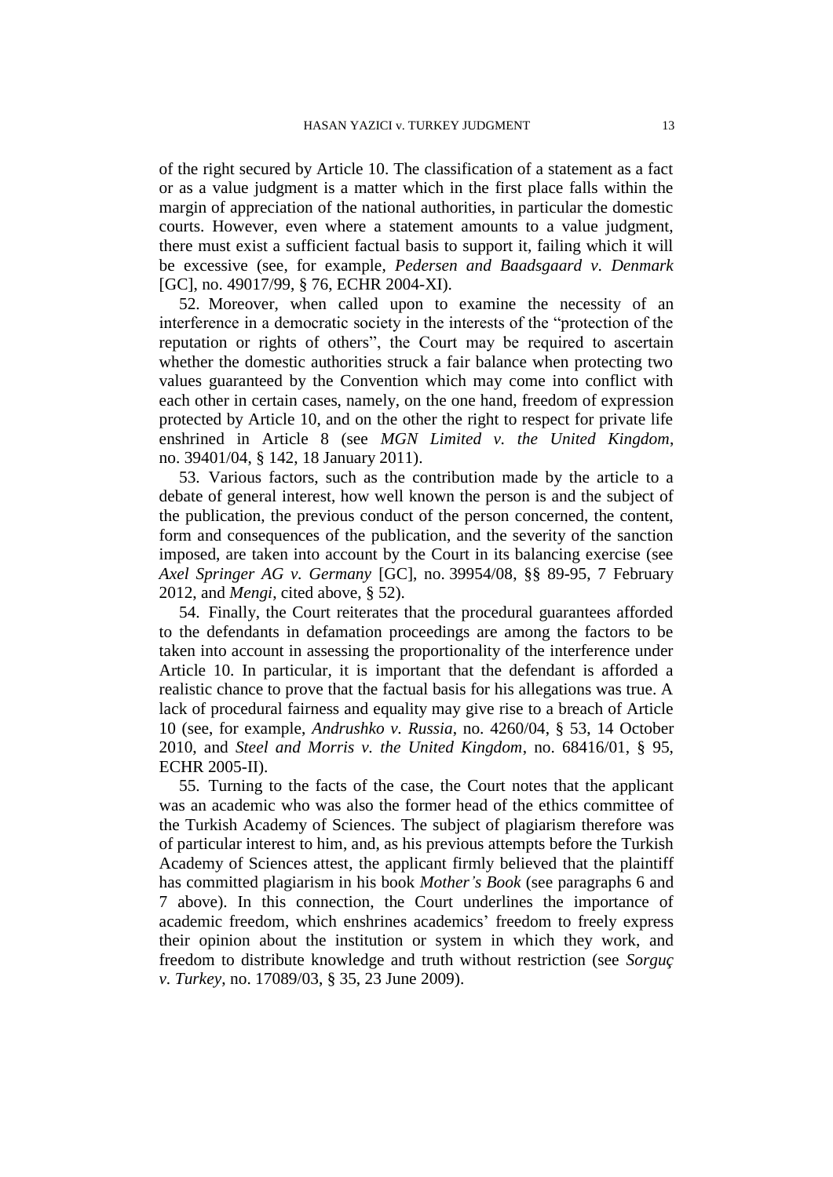of the right secured by Article 10. The classification of a statement as a fact or as a value judgment is a matter which in the first place falls within the margin of appreciation of the national authorities, in particular the domestic courts. However, even where a statement amounts to a value judgment, there must exist a sufficient factual basis to support it, failing which it will be excessive (see, for example, *Pedersen and Baadsgaard v. Denmark* [GC], no. 49017/99, § 76, ECHR 2004-XI).

52. Moreover, when called upon to examine the necessity of an interference in a democratic society in the interests of the "protection of the reputation or rights of others", the Court may be required to ascertain whether the domestic authorities struck a fair balance when protecting two values guaranteed by the Convention which may come into conflict with each other in certain cases, namely, on the one hand, freedom of expression protected by Article 10, and on the other the right to respect for private life enshrined in Article 8 (see *MGN Limited v. the United Kingdom*, no. 39401/04, § 142, 18 January 2011).

53. Various factors, such as the contribution made by the article to a debate of general interest, how well known the person is and the subject of the publication, the previous conduct of the person concerned, the content, form and consequences of the publication, and the severity of the sanction imposed, are taken into account by the Court in its balancing exercise (see *Axel Springer AG v. Germany* [GC], no. 39954/08, §§ 89-95, 7 February 2012, and *Mengi*, cited above, § 52).

54. Finally, the Court reiterates that the procedural guarantees afforded to the defendants in defamation proceedings are among the factors to be taken into account in assessing the proportionality of the interference under Article 10. In particular, it is important that the defendant is afforded a realistic chance to prove that the factual basis for his allegations was true. A lack of procedural fairness and equality may give rise to a breach of Article 10 (see, for example, *Andrushko v. Russia*, no. 4260/04, § 53, 14 October 2010, and *Steel and Morris v. the United Kingdom*, no. 68416/01, § 95, ECHR 2005-II).

55. Turning to the facts of the case, the Court notes that the applicant was an academic who was also the former head of the ethics committee of the Turkish Academy of Sciences. The subject of plagiarism therefore was of particular interest to him, and, as his previous attempts before the Turkish Academy of Sciences attest, the applicant firmly believed that the plaintiff has committed plagiarism in his book *Mother's Book* (see paragraphs 6 and 7 above). In this connection, the Court underlines the importance of academic freedom, which enshrines academics' freedom to freely express their opinion about the institution or system in which they work, and freedom to distribute knowledge and truth without restriction (see *Sorguç v. Turkey*, no. 17089/03, § 35, 23 June 2009).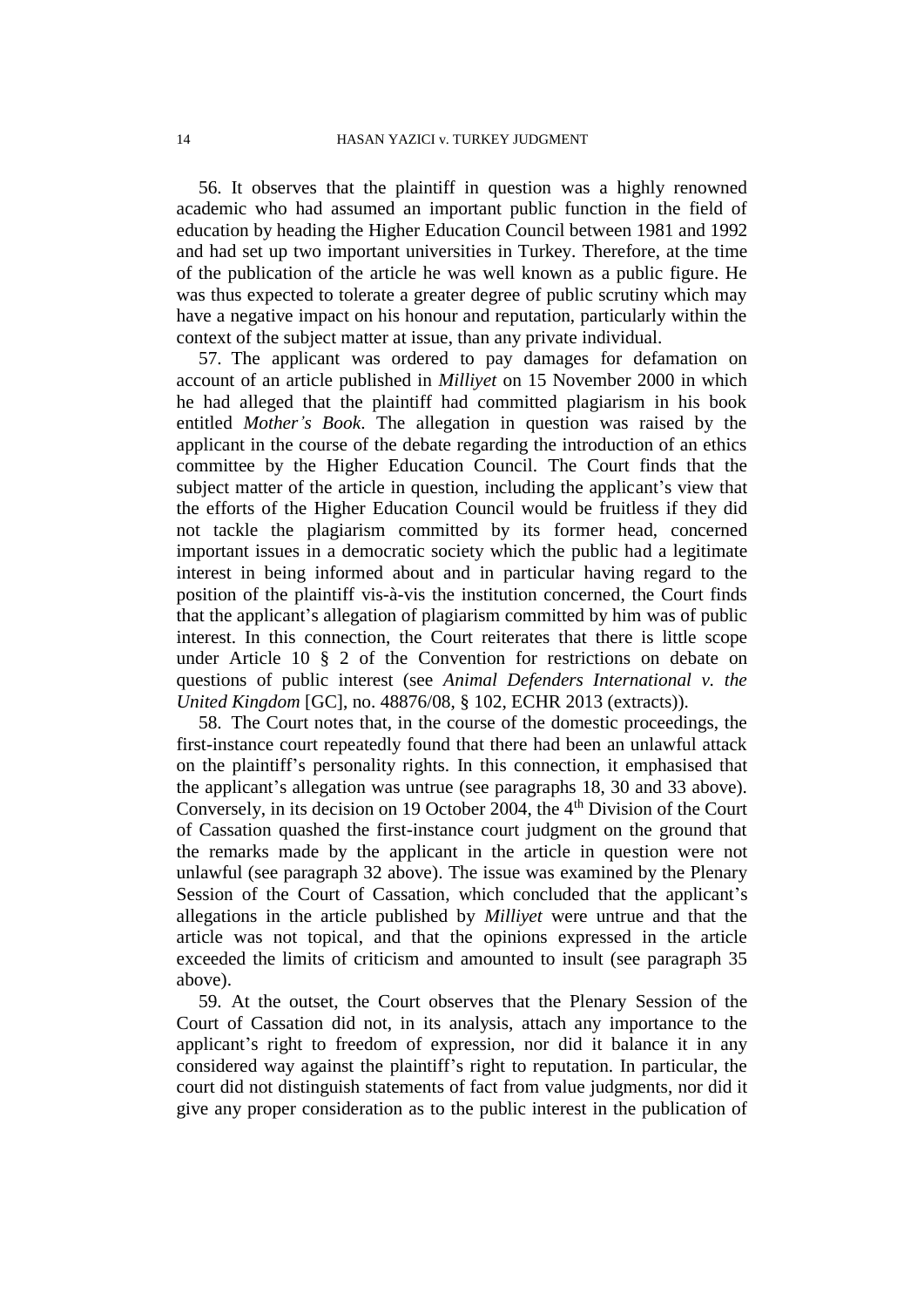56. It observes that the plaintiff in question was a highly renowned academic who had assumed an important public function in the field of education by heading the Higher Education Council between 1981 and 1992 and had set up two important universities in Turkey. Therefore, at the time of the publication of the article he was well known as a public figure. He was thus expected to tolerate a greater degree of public scrutiny which may have a negative impact on his honour and reputation, particularly within the context of the subject matter at issue, than any private individual.

57. The applicant was ordered to pay damages for defamation on account of an article published in *Milliyet* on 15 November 2000 in which he had alleged that the plaintiff had committed plagiarism in his book entitled *Mother's Book*. The allegation in question was raised by the applicant in the course of the debate regarding the introduction of an ethics committee by the Higher Education Council. The Court finds that the subject matter of the article in question, including the applicant's view that the efforts of the Higher Education Council would be fruitless if they did not tackle the plagiarism committed by its former head, concerned important issues in a democratic society which the public had a legitimate interest in being informed about and in particular having regard to the position of the plaintiff vis-à-vis the institution concerned, the Court finds that the applicant's allegation of plagiarism committed by him was of public interest. In this connection, the Court reiterates that there is little scope under Article 10 § 2 of the Convention for restrictions on debate on questions of public interest (see *Animal Defenders International v. the United Kingdom* [GC], no. 48876/08, § 102, ECHR 2013 (extracts)).

58. The Court notes that, in the course of the domestic proceedings, the first-instance court repeatedly found that there had been an unlawful attack on the plaintiff's personality rights. In this connection, it emphasised that the applicant's allegation was untrue (see paragraphs 18, 30 and 33 above). Conversely, in its decision on 19 October 2004, the 4th Division of the Court of Cassation quashed the first-instance court judgment on the ground that the remarks made by the applicant in the article in question were not unlawful (see paragraph 32 above). The issue was examined by the Plenary Session of the Court of Cassation, which concluded that the applicant's allegations in the article published by *Milliyet* were untrue and that the article was not topical, and that the opinions expressed in the article exceeded the limits of criticism and amounted to insult (see paragraph 35 above).

59. At the outset, the Court observes that the Plenary Session of the Court of Cassation did not, in its analysis, attach any importance to the applicant's right to freedom of expression, nor did it balance it in any considered way against the plaintiff's right to reputation. In particular, the court did not distinguish statements of fact from value judgments, nor did it give any proper consideration as to the public interest in the publication of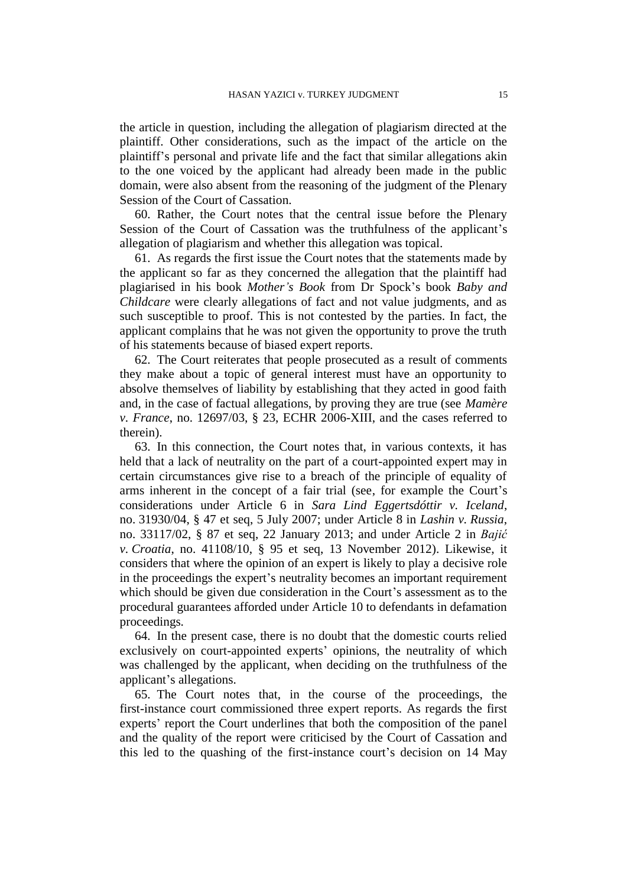the article in question, including the allegation of plagiarism directed at the plaintiff. Other considerations, such as the impact of the article on the plaintiff's personal and private life and the fact that similar allegations akin to the one voiced by the applicant had already been made in the public domain, were also absent from the reasoning of the judgment of the Plenary Session of the Court of Cassation.

60. Rather, the Court notes that the central issue before the Plenary Session of the Court of Cassation was the truthfulness of the applicant's allegation of plagiarism and whether this allegation was topical.

61. As regards the first issue the Court notes that the statements made by the applicant so far as they concerned the allegation that the plaintiff had plagiarised in his book *Mother's Book* from Dr Spock's book *Baby and Childcare* were clearly allegations of fact and not value judgments, and as such susceptible to proof. This is not contested by the parties. In fact, the applicant complains that he was not given the opportunity to prove the truth of his statements because of biased expert reports.

62. The Court reiterates that people prosecuted as a result of comments they make about a topic of general interest must have an opportunity to absolve themselves of liability by establishing that they acted in good faith and, in the case of factual allegations, by proving they are true (see *Mamère v. France*, no. 12697/03, § 23, ECHR 2006-XIII, and the cases referred to therein).

63. In this connection, the Court notes that, in various contexts, it has held that a lack of neutrality on the part of a court-appointed expert may in certain circumstances give rise to a breach of the principle of equality of arms inherent in the concept of a fair trial (see, for example the Court's considerations under Article 6 in *Sara Lind Eggertsdóttir v. Iceland*, no. 31930/04, § 47 et seq, 5 July 2007; under Article 8 in *Lashin v. Russia*, no. 33117/02, § 87 et seq, 22 January 2013; and under Article 2 in *Bajić v. Croatia*, no. 41108/10, § 95 et seq, 13 November 2012). Likewise, it considers that where the opinion of an expert is likely to play a decisive role in the proceedings the expert's neutrality becomes an important requirement which should be given due consideration in the Court's assessment as to the procedural guarantees afforded under Article 10 to defendants in defamation proceedings.

64. In the present case, there is no doubt that the domestic courts relied exclusively on court-appointed experts' opinions, the neutrality of which was challenged by the applicant, when deciding on the truthfulness of the applicant's allegations.

65. The Court notes that, in the course of the proceedings, the first-instance court commissioned three expert reports. As regards the first experts' report the Court underlines that both the composition of the panel and the quality of the report were criticised by the Court of Cassation and this led to the quashing of the first-instance court's decision on 14 May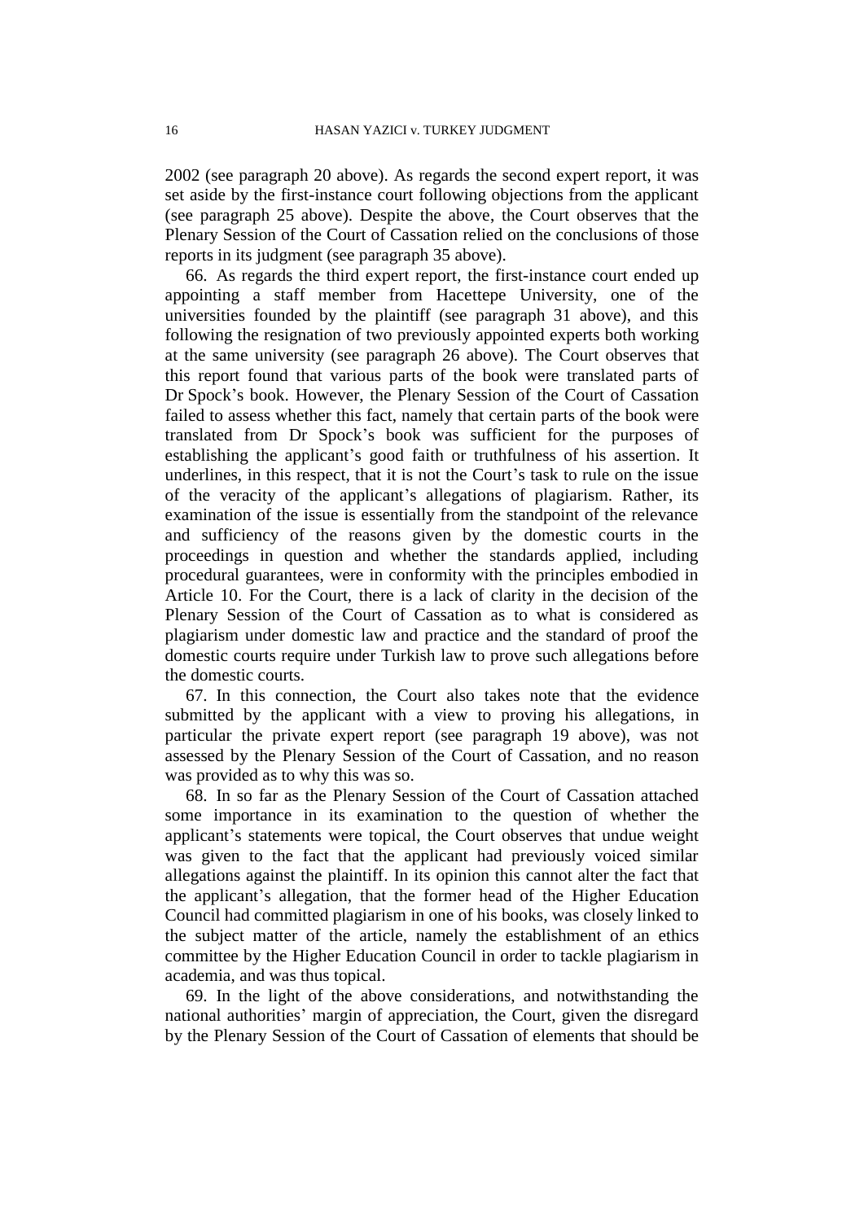2002 (see paragraph 20 above). As regards the second expert report, it was set aside by the first-instance court following objections from the applicant (see paragraph 25 above). Despite the above, the Court observes that the Plenary Session of the Court of Cassation relied on the conclusions of those reports in its judgment (see paragraph 35 above).

66. As regards the third expert report, the first-instance court ended up appointing a staff member from Hacettepe University, one of the universities founded by the plaintiff (see paragraph 31 above), and this following the resignation of two previously appointed experts both working at the same university (see paragraph 26 above). The Court observes that this report found that various parts of the book were translated parts of Dr Spock's book. However, the Plenary Session of the Court of Cassation failed to assess whether this fact, namely that certain parts of the book were translated from Dr Spock's book was sufficient for the purposes of establishing the applicant's good faith or truthfulness of his assertion. It underlines, in this respect, that it is not the Court's task to rule on the issue of the veracity of the applicant's allegations of plagiarism. Rather, its examination of the issue is essentially from the standpoint of the relevance and sufficiency of the reasons given by the domestic courts in the proceedings in question and whether the standards applied, including procedural guarantees, were in conformity with the principles embodied in Article 10. For the Court, there is a lack of clarity in the decision of the Plenary Session of the Court of Cassation as to what is considered as plagiarism under domestic law and practice and the standard of proof the domestic courts require under Turkish law to prove such allegations before the domestic courts.

67. In this connection, the Court also takes note that the evidence submitted by the applicant with a view to proving his allegations, in particular the private expert report (see paragraph 19 above), was not assessed by the Plenary Session of the Court of Cassation, and no reason was provided as to why this was so.

68. In so far as the Plenary Session of the Court of Cassation attached some importance in its examination to the question of whether the applicant's statements were topical, the Court observes that undue weight was given to the fact that the applicant had previously voiced similar allegations against the plaintiff. In its opinion this cannot alter the fact that the applicant's allegation, that the former head of the Higher Education Council had committed plagiarism in one of his books, was closely linked to the subject matter of the article, namely the establishment of an ethics committee by the Higher Education Council in order to tackle plagiarism in academia, and was thus topical.

69. In the light of the above considerations, and notwithstanding the national authorities' margin of appreciation, the Court, given the disregard by the Plenary Session of the Court of Cassation of elements that should be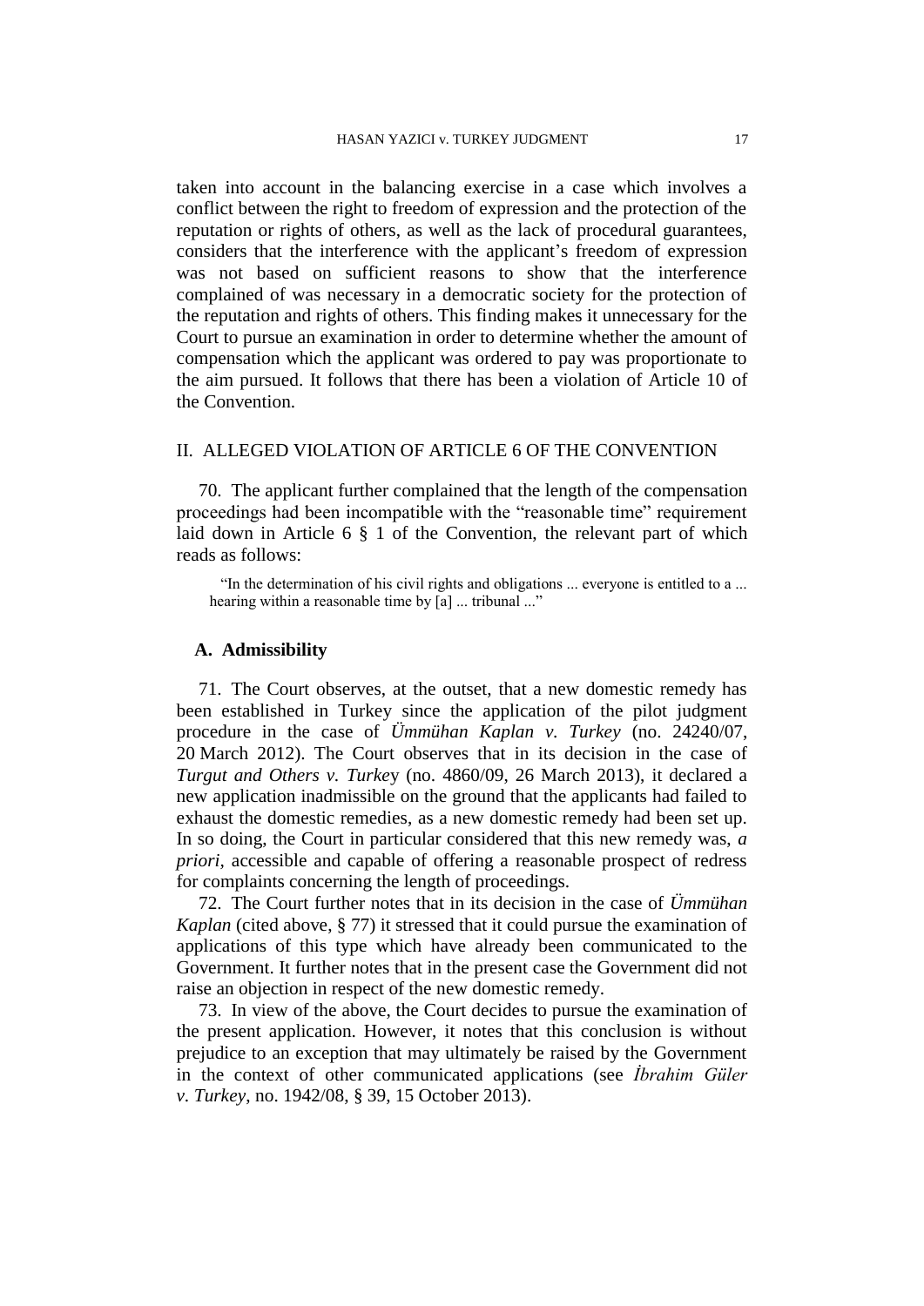taken into account in the balancing exercise in a case which involves a conflict between the right to freedom of expression and the protection of the reputation or rights of others, as well as the lack of procedural guarantees, considers that the interference with the applicant's freedom of expression was not based on sufficient reasons to show that the interference complained of was necessary in a democratic society for the protection of the reputation and rights of others. This finding makes it unnecessary for the Court to pursue an examination in order to determine whether the amount of compensation which the applicant was ordered to pay was proportionate to the aim pursued. It follows that there has been a violation of Article 10 of the Convention.

## II. ALLEGED VIOLATION OF ARTICLE 6 OF THE CONVENTION

70. The applicant further complained that the length of the compensation proceedings had been incompatible with the "reasonable time" requirement laid down in Article 6 § 1 of the Convention, the relevant part of which reads as follows:

> "In the determination of his civil rights and obligations ... everyone is entitled to a ... hearing within a reasonable time by [a] ... tribunal ..."

### A. Admissibility

71. The Court observes, at the outset, that a new domestic remedy has been established in Turkey since the application of the pilot judgment procedure in the case of *Ümmühan Kaplan v. Turkey* (no. 24240/07, 20 March 2012). The Court observes that in its decision in the case of *Turgut and Others v. Turke*y (no. 4860/09, 26 March 2013), it declared a new application inadmissible on the ground that the applicants had failed to exhaust the domestic remedies, as a new domestic remedy had been set up. In so doing, the Court in particular considered that this new remedy was, *a priori*, accessible and capable of offering a reasonable prospect of redress for complaints concerning the length of proceedings.

72. The Court further notes that in its decision in the case of *Ümmühan Kaplan* (cited above, § 77) it stressed that it could pursue the examination of applications of this type which have already been communicated to the Government. It further notes that in the present case the Government did not raise an objection in respect of the new domestic remedy.

73. In view of the above, the Court decides to pursue the examination of the present application. However, it notes that this conclusion is without prejudice to an exception that may ultimately be raised by the Government in the context of other communicated applications (see *İbrahim Güler v. Turkey*, no. 1942/08, § 39, 15 October 2013).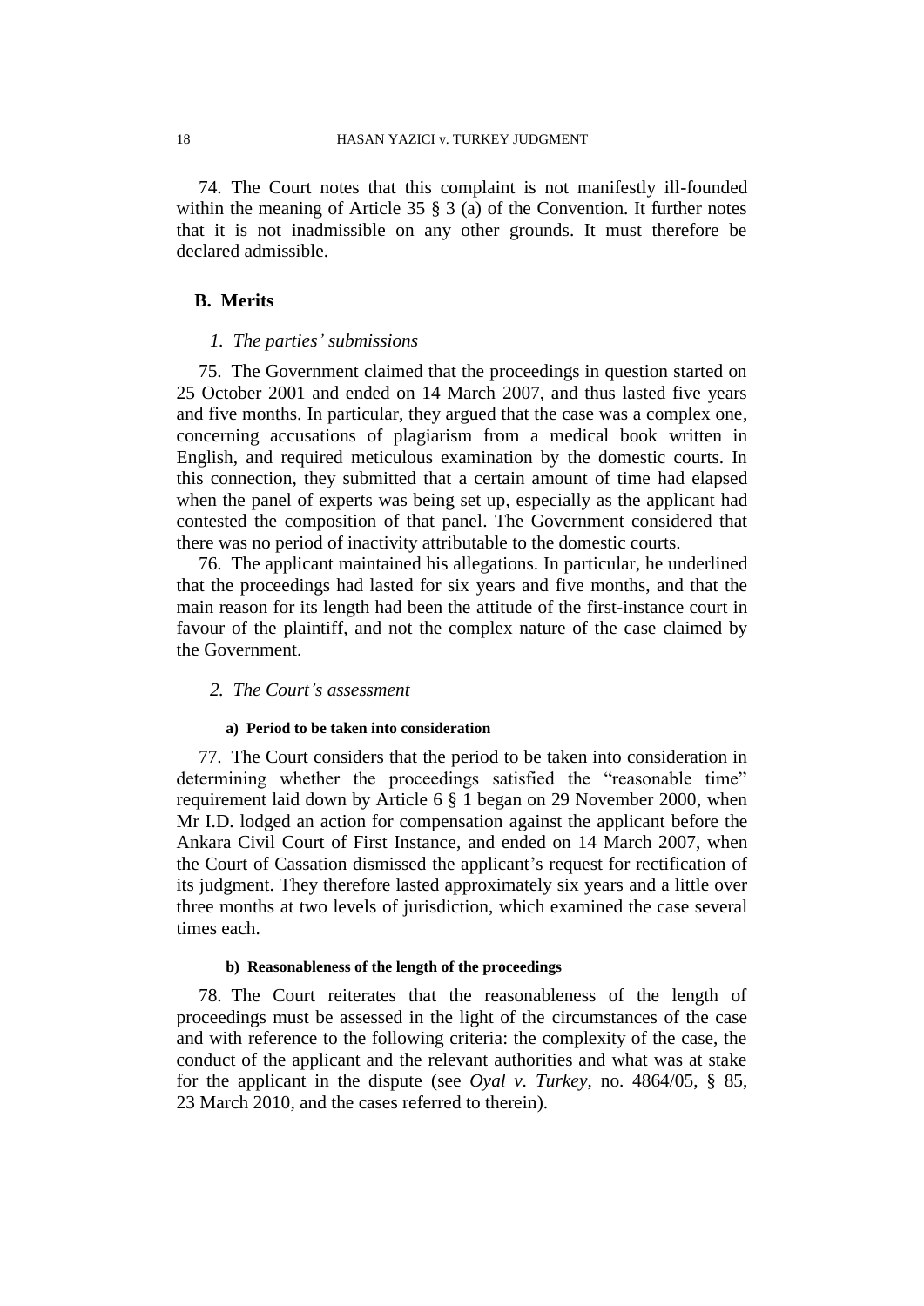74. The Court notes that this complaint is not manifestly ill-founded within the meaning of Article 35 § 3 (a) of the Convention. It further notes that it is not inadmissible on any other grounds. It must therefore be declared admissible.

## B. Merits

### *1. The parties' submissions*

75. The Government claimed that the proceedings in question started on 25 October 2001 and ended on 14 March 2007, and thus lasted five years and five months. In particular, they argued that the case was a complex one, concerning accusations of plagiarism from a medical book written in English, and required meticulous examination by the domestic courts. In this connection, they submitted that a certain amount of time had elapsed when the panel of experts was being set up, especially as the applicant had contested the composition of that panel. The Government considered that there was no period of inactivity attributable to the domestic courts.

76. The applicant maintained his allegations. In particular, he underlined that the proceedings had lasted for six years and five months, and that the main reason for its length had been the attitude of the first-instance court in favour of the plaintiff, and not the complex nature of the case claimed by the Government.

### *2. The Court's assessment*

#### a) Period to be taken into consideration

77. The Court considers that the period to be taken into consideration in determining whether the proceedings satisfied the "reasonable time" requirement laid down by Article 6 § 1 began on 29 November 2000, when Mr I.D. lodged an action for compensation against the applicant before the Ankara Civil Court of First Instance, and ended on 14 March 2007, when the Court of Cassation dismissed the applicant's request for rectification of its judgment. They therefore lasted approximately six years and a little over three months at two levels of jurisdiction, which examined the case several times each.

#### b) Reasonableness of the length of the proceedings

78. The Court reiterates that the reasonableness of the length of proceedings must be assessed in the light of the circumstances of the case and with reference to the following criteria: the complexity of the case, the conduct of the applicant and the relevant authorities and what was at stake for the applicant in the dispute (see *Oyal v. Turkey*, no. 4864/05, § 85, 23 March 2010, and the cases referred to therein).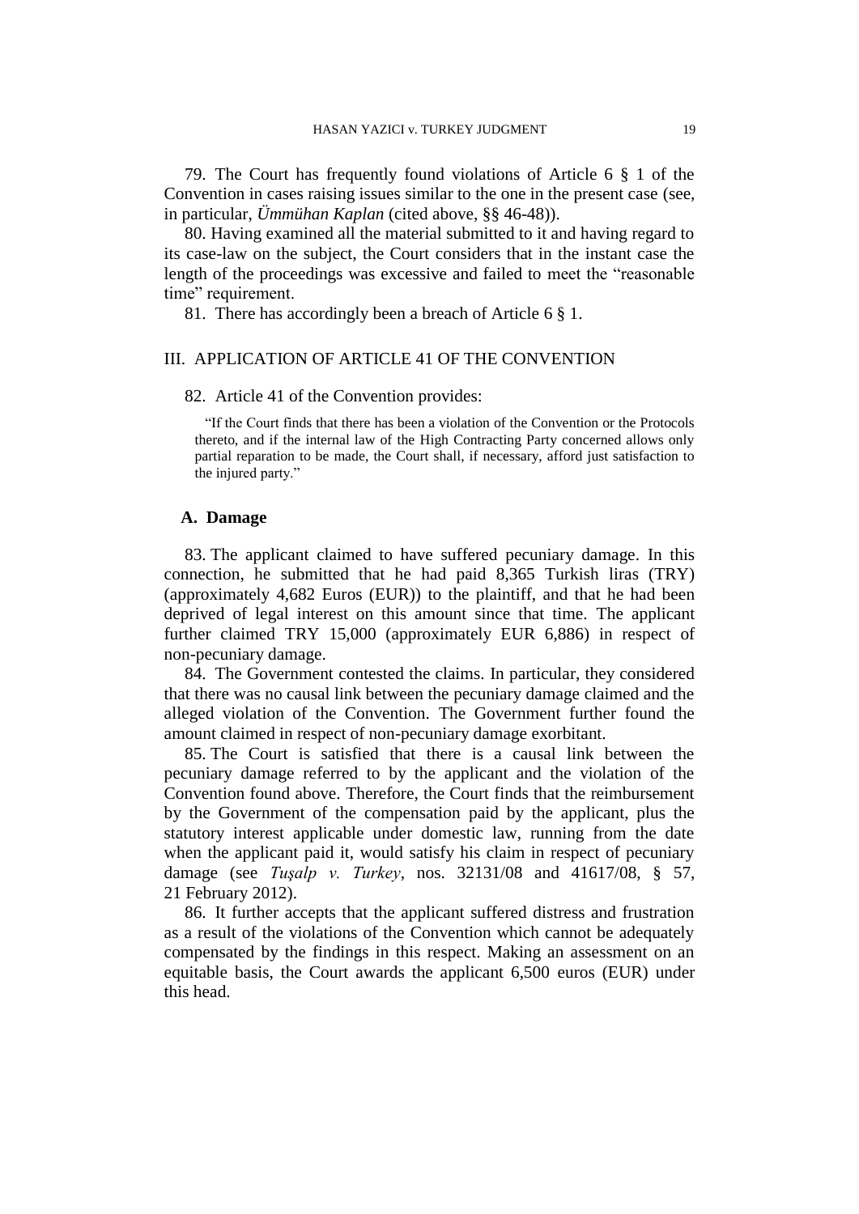79. The Court has frequently found violations of Article 6 § 1 of the Convention in cases raising issues similar to the one in the present case (see, in particular, *Ümmühan Kaplan* (cited above, §§ 46-48)).

80. Having examined all the material submitted to it and having regard to its case-law on the subject, the Court considers that in the instant case the length of the proceedings was excessive and failed to meet the "reasonable time" requirement.

81. There has accordingly been a breach of Article 6 § 1.

## III. APPLICATION OF ARTICLE 41 OF THE CONVENTION

82. Article 41 of the Convention provides:

> "If the Court finds that there has been a violation of the Convention or the Protocols thereto, and if the internal law of the High Contracting Party concerned allows only partial reparation to be made, the Court shall, if necessary, afford just satisfaction to the injured party."

### A. Damage

83. The applicant claimed to have suffered pecuniary damage. In this connection, he submitted that he had paid 8,365 Turkish liras (TRY) (approximately 4,682 Euros (EUR)) to the plaintiff, and that he had been deprived of legal interest on this amount since that time. The applicant further claimed TRY 15,000 (approximately EUR 6,886) in respect of non-pecuniary damage.

84. The Government contested the claims. In particular, they considered that there was no causal link between the pecuniary damage claimed and the alleged violation of the Convention. The Government further found the amount claimed in respect of non-pecuniary damage exorbitant.

85. The Court is satisfied that there is a causal link between the pecuniary damage referred to by the applicant and the violation of the Convention found above. Therefore, the Court finds that the reimbursement by the Government of the compensation paid by the applicant, plus the statutory interest applicable under domestic law, running from the date when the applicant paid it, would satisfy his claim in respect of pecuniary damage (see *Tuşalp v. Turkey*, nos. 32131/08 and 41617/08, § 57, 21 February 2012).

86. It further accepts that the applicant suffered distress and frustration as a result of the violations of the Convention which cannot be adequately compensated by the findings in this respect. Making an assessment on an equitable basis, the Court awards the applicant 6,500 euros (EUR) under this head.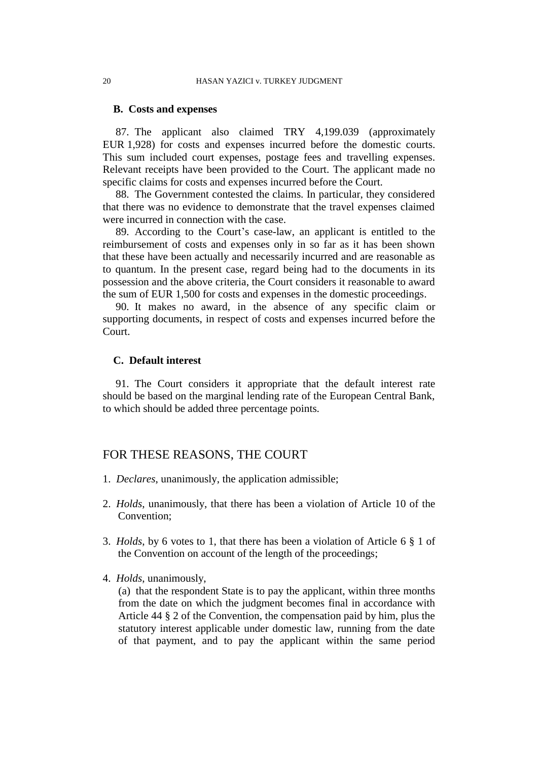### B. Costs and expenses

87. The applicant also claimed TRY 4,199.039 (approximately EUR 1,928) for costs and expenses incurred before the domestic courts. This sum included court expenses, postage fees and travelling expenses. Relevant receipts have been provided to the Court. The applicant made no specific claims for costs and expenses incurred before the Court.

88. The Government contested the claims. In particular, they considered that there was no evidence to demonstrate that the travel expenses claimed were incurred in connection with the case.

89. According to the Court's case-law, an applicant is entitled to the reimbursement of costs and expenses only in so far as it has been shown that these have been actually and necessarily incurred and are reasonable as to quantum. In the present case, regard being had to the documents in its possession and the above criteria, the Court considers it reasonable to award the sum of EUR 1,500 for costs and expenses in the domestic proceedings.

90. It makes no award, in the absence of any specific claim or supporting documents, in respect of costs and expenses incurred before the Court.

### C. Default interest

91. The Court considers it appropriate that the default interest rate should be based on the marginal lending rate of the European Central Bank, to which should be added three percentage points.

## FOR THESE REASONS, THE COURT

1. *Declares*, unanimously, the application admissible;

2. *Holds*, unanimously, that there has been a violation of Article 10 of the Convention;

3. *Holds*, by 6 votes to 1, that there has been a violation of Article 6 § 1 of the Convention on account of the length of the proceedings;

4. *Holds*, unanimously,

   (a) that the respondent State is to pay the applicant, within three months from the date on which the judgment becomes final in accordance with Article 44 § 2 of the Convention, the compensation paid by him, plus the statutory interest applicable under domestic law, running from the date of that payment, and to pay the applicant within the same period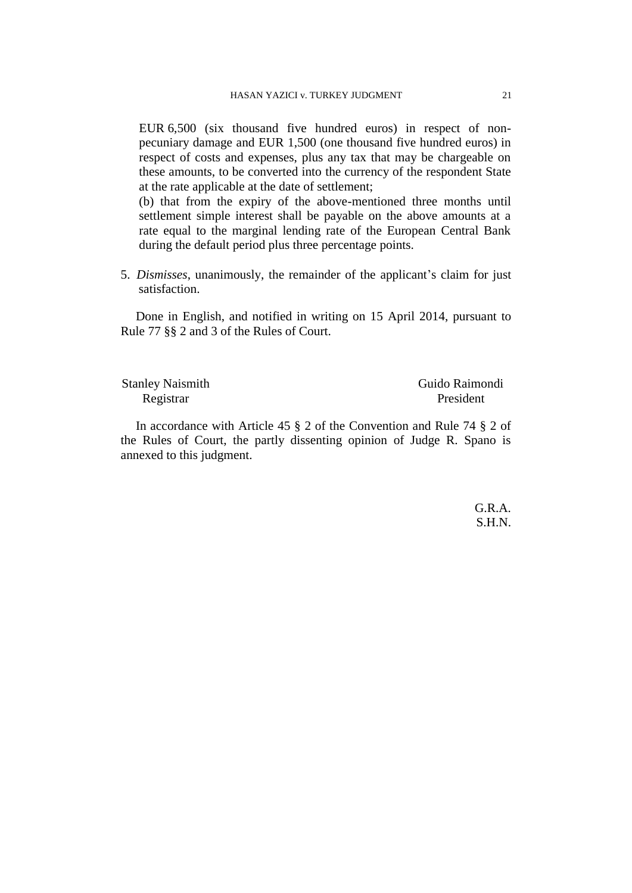EUR 6,500 (six thousand five hundred euros) in respect of non-pecuniary damage and EUR 1,500 (one thousand five hundred euros) in respect of costs and expenses, plus any tax that may be chargeable on these amounts, to be converted into the currency of the respondent State at the rate applicable at the date of settlement;

(b) that from the expiry of the above-mentioned three months until settlement simple interest shall be payable on the above amounts at a rate equal to the marginal lending rate of the European Central Bank during the default period plus three percentage points.

5. *Dismisses*, unanimously, the remainder of the applicant's claim for just satisfaction.

Done in English, and notified in writing on 15 April 2014, pursuant to Rule 77 §§ 2 and 3 of the Rules of Court.

Stanley Naismith
Registrar

Guido Raimondi
President

In accordance with Article 45 § 2 of the Convention and Rule 74 § 2 of the Rules of Court, the partly dissenting opinion of Judge R. Spano is annexed to this judgment.

G.R.A.
S.H.N.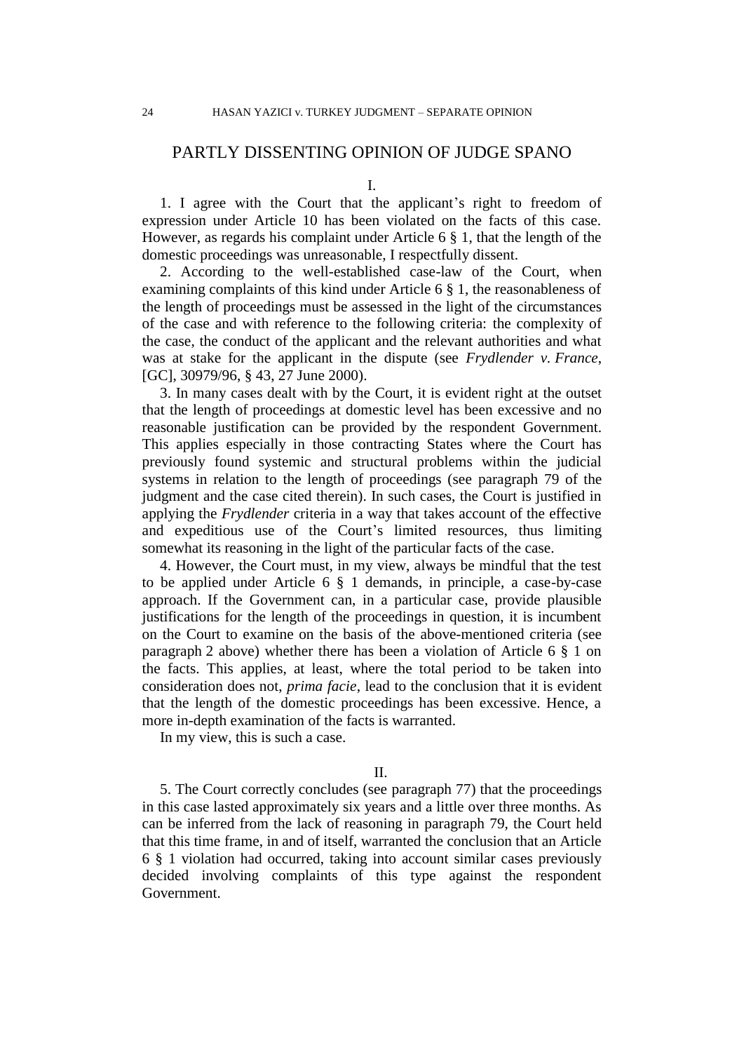# PARTLY DISSENTING OPINION OF JUDGE SPANO

I.

1. I agree with the Court that the applicant's right to freedom of expression under Article 10 has been violated on the facts of this case. However, as regards his complaint under Article 6 § 1, that the length of the domestic proceedings was unreasonable, I respectfully dissent.

2. According to the well-established case-law of the Court, when examining complaints of this kind under Article 6 § 1, the reasonableness of the length of proceedings must be assessed in the light of the circumstances of the case and with reference to the following criteria: the complexity of the case, the conduct of the applicant and the relevant authorities and what was at stake for the applicant in the dispute (see *Frydlender v. France*, [GC], 30979/96, § 43, 27 June 2000).

3. In many cases dealt with by the Court, it is evident right at the outset that the length of proceedings at domestic level has been excessive and no reasonable justification can be provided by the respondent Government. This applies especially in those contracting States where the Court has previously found systemic and structural problems within the judicial systems in relation to the length of proceedings (see paragraph 79 of the judgment and the case cited therein). In such cases, the Court is justified in applying the *Frydlender* criteria in a way that takes account of the effective and expeditious use of the Court's limited resources, thus limiting somewhat its reasoning in the light of the particular facts of the case.

4. However, the Court must, in my view, always be mindful that the test to be applied under Article 6 § 1 demands, in principle, a case-by-case approach. If the Government can, in a particular case, provide plausible justifications for the length of the proceedings in question, it is incumbent on the Court to examine on the basis of the above-mentioned criteria (see paragraph 2 above) whether there has been a violation of Article 6 § 1 on the facts. This applies, at least, where the total period to be taken into consideration does not, *prima facie*, lead to the conclusion that it is evident that the length of the domestic proceedings has been excessive. Hence, a more in-depth examination of the facts is warranted.

In my view, this is such a case.

II.

5. The Court correctly concludes (see paragraph 77) that the proceedings in this case lasted approximately six years and a little over three months. As can be inferred from the lack of reasoning in paragraph 79, the Court held that this time frame, in and of itself, warranted the conclusion that an Article 6 § 1 violation had occurred, taking into account similar cases previously decided involving complaints of this type against the respondent Government.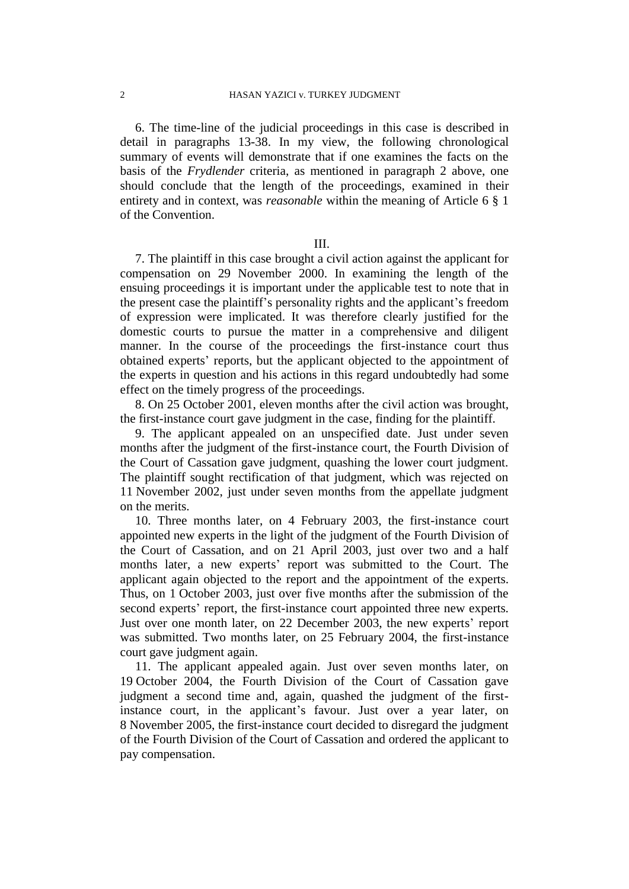6. The time-line of the judicial proceedings in this case is described in detail in paragraphs 13-38. In my view, the following chronological summary of events will demonstrate that if one examines the facts on the basis of the *Frydlender* criteria, as mentioned in paragraph 2 above, one should conclude that the length of the proceedings, examined in their entirety and in context, was *reasonable* within the meaning of Article 6 § 1 of the Convention.

III.

7. The plaintiff in this case brought a civil action against the applicant for compensation on 29 November 2000. In examining the length of the ensuing proceedings it is important under the applicable test to note that in the present case the plaintiff's personality rights and the applicant's freedom of expression were implicated. It was therefore clearly justified for the domestic courts to pursue the matter in a comprehensive and diligent manner. In the course of the proceedings the first-instance court thus obtained experts' reports, but the applicant objected to the appointment of the experts in question and his actions in this regard undoubtedly had some effect on the timely progress of the proceedings.

8. On 25 October 2001, eleven months after the civil action was brought, the first-instance court gave judgment in the case, finding for the plaintiff.

9. The applicant appealed on an unspecified date. Just under seven months after the judgment of the first-instance court, the Fourth Division of the Court of Cassation gave judgment, quashing the lower court judgment. The plaintiff sought rectification of that judgment, which was rejected on 11 November 2002, just under seven months from the appellate judgment on the merits.

10. Three months later, on 4 February 2003, the first-instance court appointed new experts in the light of the judgment of the Fourth Division of the Court of Cassation, and on 21 April 2003, just over two and a half months later, a new experts' report was submitted to the Court. The applicant again objected to the report and the appointment of the experts. Thus, on 1 October 2003, just over five months after the submission of the second experts' report, the first-instance court appointed three new experts. Just over one month later, on 22 December 2003, the new experts' report was submitted. Two months later, on 25 February 2004, the first-instance court gave judgment again.

11. The applicant appealed again. Just over seven months later, on 19 October 2004, the Fourth Division of the Court of Cassation gave judgment a second time and, again, quashed the judgment of the first-instance court, in the applicant's favour. Just over a year later, on 8 November 2005, the first-instance court decided to disregard the judgment of the Fourth Division of the Court of Cassation and ordered the applicant to pay compensation.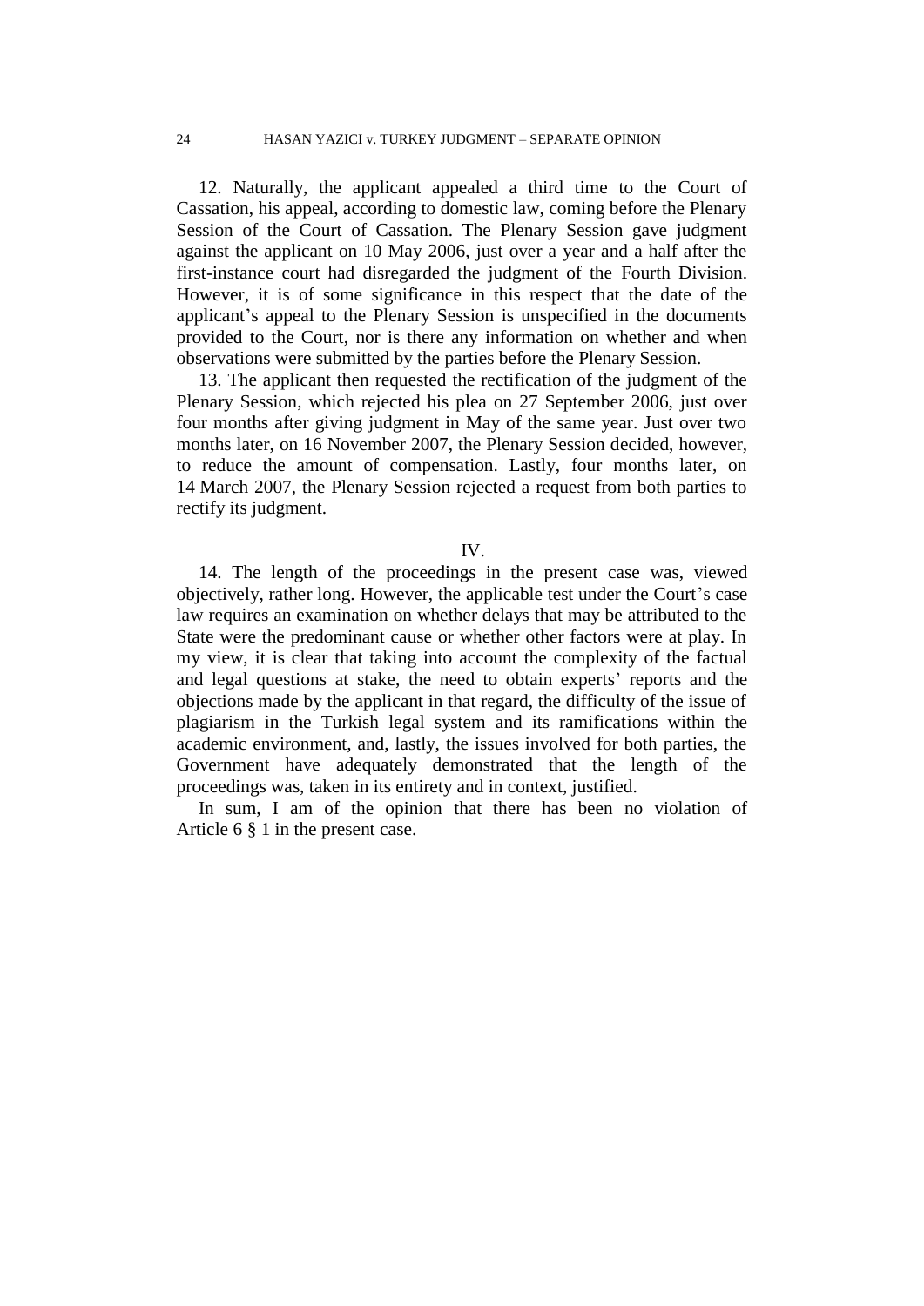12. Naturally, the applicant appealed a third time to the Court of Cassation, his appeal, according to domestic law, coming before the Plenary Session of the Court of Cassation. The Plenary Session gave judgment against the applicant on 10 May 2006, just over a year and a half after the first-instance court had disregarded the judgment of the Fourth Division. However, it is of some significance in this respect that the date of the applicant's appeal to the Plenary Session is unspecified in the documents provided to the Court, nor is there any information on whether and when observations were submitted by the parties before the Plenary Session.

13. The applicant then requested the rectification of the judgment of the Plenary Session, which rejected his plea on 27 September 2006, just over four months after giving judgment in May of the same year. Just over two months later, on 16 November 2007, the Plenary Session decided, however, to reduce the amount of compensation. Lastly, four months later, on 14 March 2007, the Plenary Session rejected a request from both parties to rectify its judgment.

IV.

14. The length of the proceedings in the present case was, viewed objectively, rather long. However, the applicable test under the Court's case law requires an examination on whether delays that may be attributed to the State were the predominant cause or whether other factors were at play. In my view, it is clear that taking into account the complexity of the factual and legal questions at stake, the need to obtain experts' reports and the objections made by the applicant in that regard, the difficulty of the issue of plagiarism in the Turkish legal system and its ramifications within the academic environment, and, lastly, the issues involved for both parties, the Government have adequately demonstrated that the length of the proceedings was, taken in its entirety and in context, justified.

In sum, I am of the opinion that there has been no violation of Article 6 § 1 in the present case.